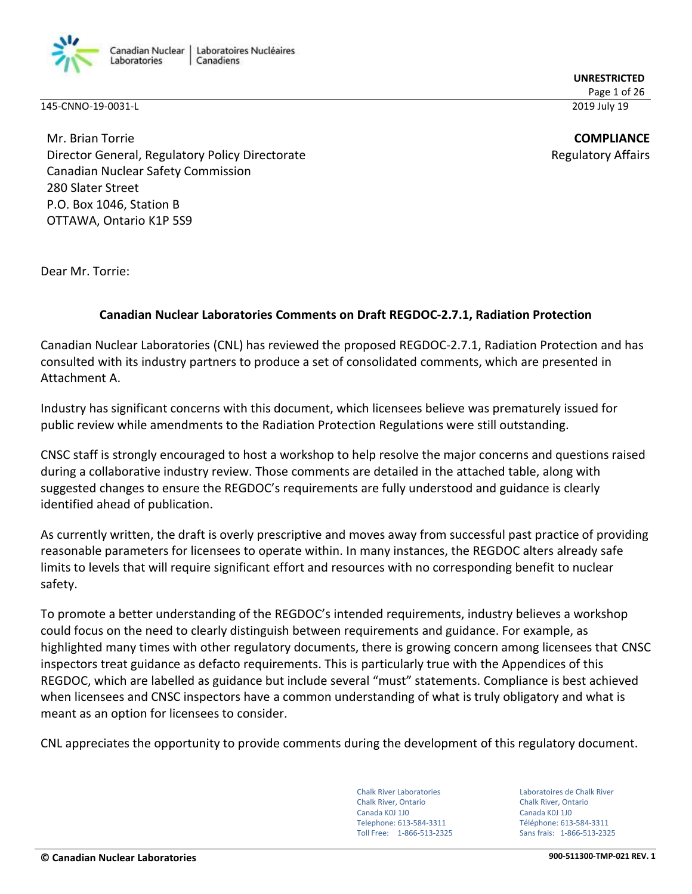UNRESTRICTED

145-CNNO-19-0031-L

2019 July 19

Mr. Brian Torrie
Director General, Regulatory Policy Directorate
Canadian Nuclear Safety Commission
280 Slater Street
P.O. Box 1046, Station B
OTTAWA, Ontario K1P 5S9

**COMPLIANCE**
Regulatory Affairs

Dear Mr. Torrie:

**Canadian Nuclear Laboratories Comments on Draft REGDOC-2.7.1, Radiation Protection**

Canadian Nuclear Laboratories (CNL) has reviewed the proposed REGDOC-2.7.1, Radiation Protection and has consulted with its industry partners to produce a set of consolidated comments, which are presented in Attachment A.

Industry has significant concerns with this document, which licensees believe was prematurely issued for public review while amendments to the Radiation Protection Regulations were still outstanding.

CNSC staff is strongly encouraged to host a workshop to help resolve the major concerns and questions raised during a collaborative industry review. Those comments are detailed in the attached table, along with suggested changes to ensure the REGDOC's requirements are fully understood and guidance is clearly identified ahead of publication.

As currently written, the draft is overly prescriptive and moves away from successful past practice of providing reasonable parameters for licensees to operate within. In many instances, the REGDOC alters already safe limits to levels that will require significant effort and resources with no corresponding benefit to nuclear safety.

To promote a better understanding of the REGDOC's intended requirements, industry believes a workshop could focus on the need to clearly distinguish between requirements and guidance. For example, as highlighted many times with other regulatory documents, there is growing concern among licensees that CNSC inspectors treat guidance as defacto requirements. This is particularly true with the Appendices of this REGDOC, which are labelled as guidance but include several "must" statements. Compliance is best achieved when licensees and CNSC inspectors have a common understanding of what is truly obligatory and what is meant as an option for licensees to consider.

CNL appreciates the opportunity to provide comments during the development of this regulatory document.

Chalk River Laboratories
Chalk River, Ontario
Canada K0J 1J0
Telephone: 613-584-3311
Toll Free: 1-866-513-2325

Laboratoires de Chalk River
Chalk River, Ontario
Canada K0J 1J0
Téléphone: 613-584-3311
Sans frais: 1-866-513-2325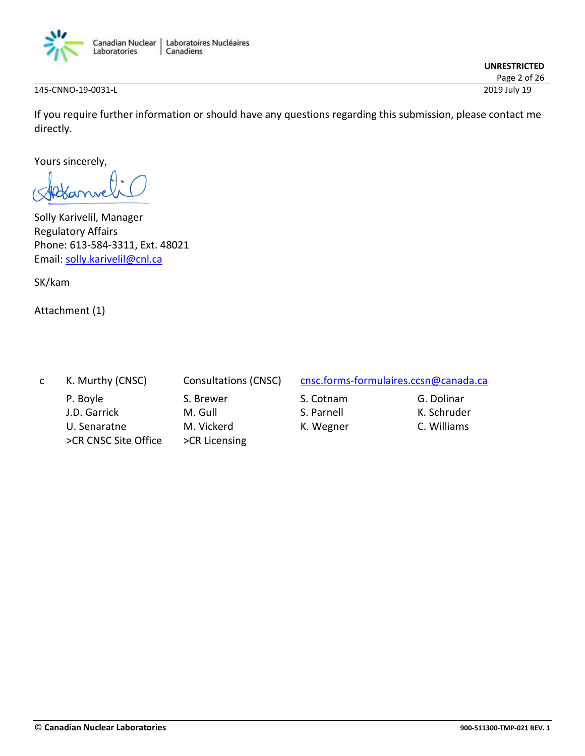If you require further information or should have any questions regarding this submission, please contact me directly.

Yours sincerely,

Solly Karivelil, Manager
Regulatory Affairs
Phone: 613-584-3311, Ext. 48021
Email: solly.karivelil@cnl.ca

SK/kam

Attachment (1)

| | | | | |
|---|---|---|---|---|
| c | K. Murthy (CNSC) | Consultations (CNSC) | cnsc.forms-formulaires.ccsn@canada.ca | |
| | P. Boyle | S. Brewer | S. Cotnam | G. Dolinar |
| | J.D. Garrick | M. Gull | S. Parnell | K. Schruder |
| | U. Senaratne | M. Vickerd | K. Wegner | C. Williams |
| | >CR CNSC Site Office | >CR Licensing | | |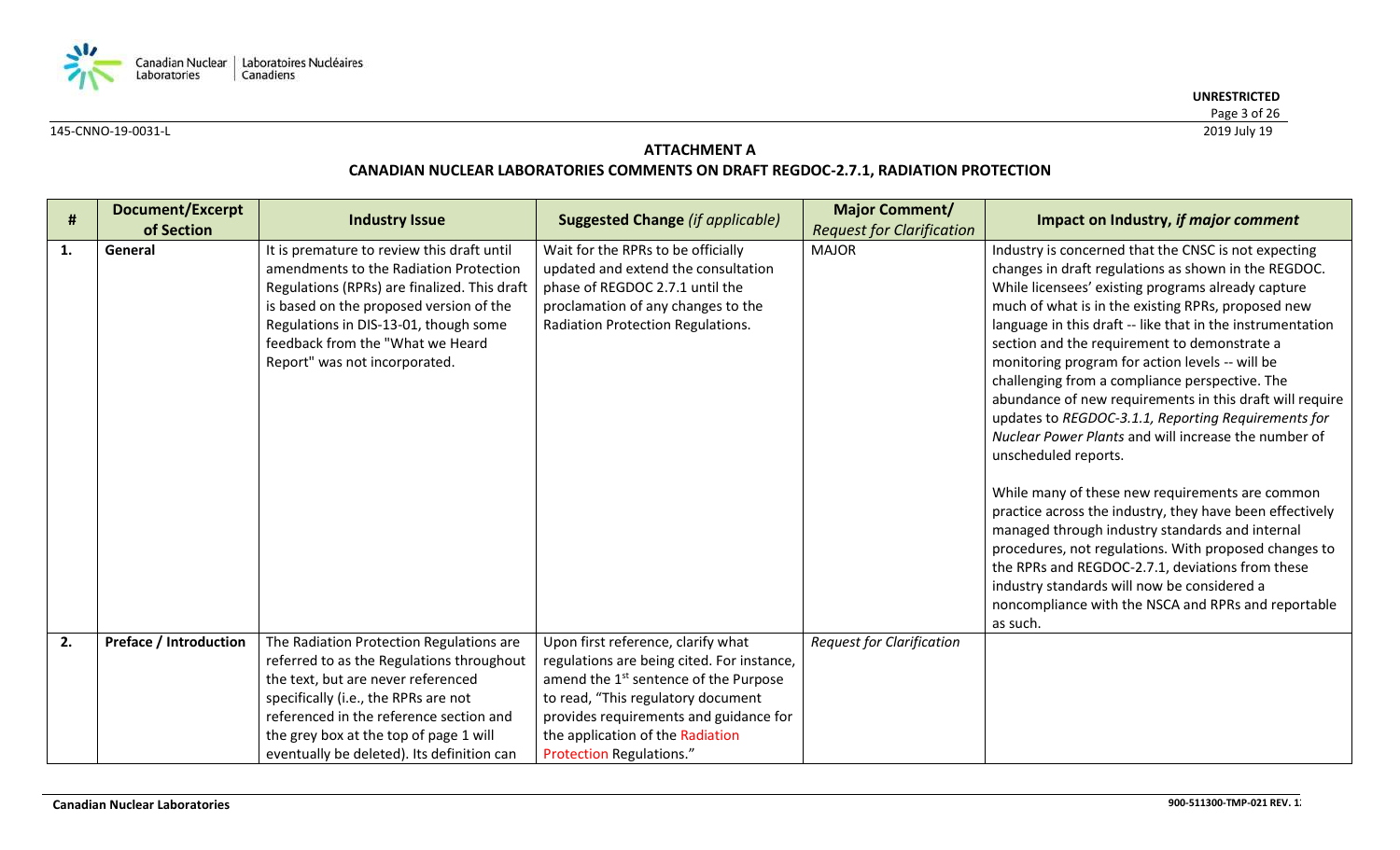## ATTACHMENT A

## CANADIAN NUCLEAR LABORATORIES COMMENTS ON DRAFT REGDOC-2.7.1, RADIATION PROTECTION

| # | Document/Excerpt of Section | Industry Issue | Suggested Change *(if applicable)* | Major Comment/ *Request for Clarification* | Impact on Industry, *if major comment* |
|---|---|---|---|---|---|
| 1. | **General** | It is premature to review this draft until amendments to the Radiation Protection Regulations (RPRs) are finalized. This draft is based on the proposed version of the Regulations in DIS-13-01, though some feedback from the "What we Heard Report" was not incorporated. | Wait for the RPRs to be officially updated and extend the consultation phase of REGDOC 2.7.1 until the proclamation of any changes to the Radiation Protection Regulations. | MAJOR | Industry is concerned that the CNSC is not expecting changes in draft regulations as shown in the REGDOC. While licensees' existing programs already capture much of what is in the existing RPRs, proposed new language in this draft -- like that in the instrumentation section and the requirement to demonstrate a monitoring program for action levels -- will be challenging from a compliance perspective. The abundance of new requirements in this draft will require updates to *REGDOC-3.1.1, Reporting Requirements for Nuclear Power Plants* and will increase the number of unscheduled reports.<br><br>While many of these new requirements are common practice across the industry, they have been effectively managed through industry standards and internal procedures, not regulations. With proposed changes to the RPRs and REGDOC-2.7.1, deviations from these industry standards will now be considered a noncompliance with the NSCA and RPRs and reportable as such. |
| 2. | **Preface / Introduction** | The Radiation Protection Regulations are referred to as the Regulations throughout the text, but are never referenced specifically (i.e., the RPRs are not referenced in the reference section and the grey box at the top of page 1 will eventually be deleted). Its definition can | Upon first reference, clarify what regulations are being cited. For instance, amend the 1st sentence of the Purpose to read, "This regulatory document provides requirements and guidance for the application of the Radiation Protection Regulations." | *Request for Clarification* | |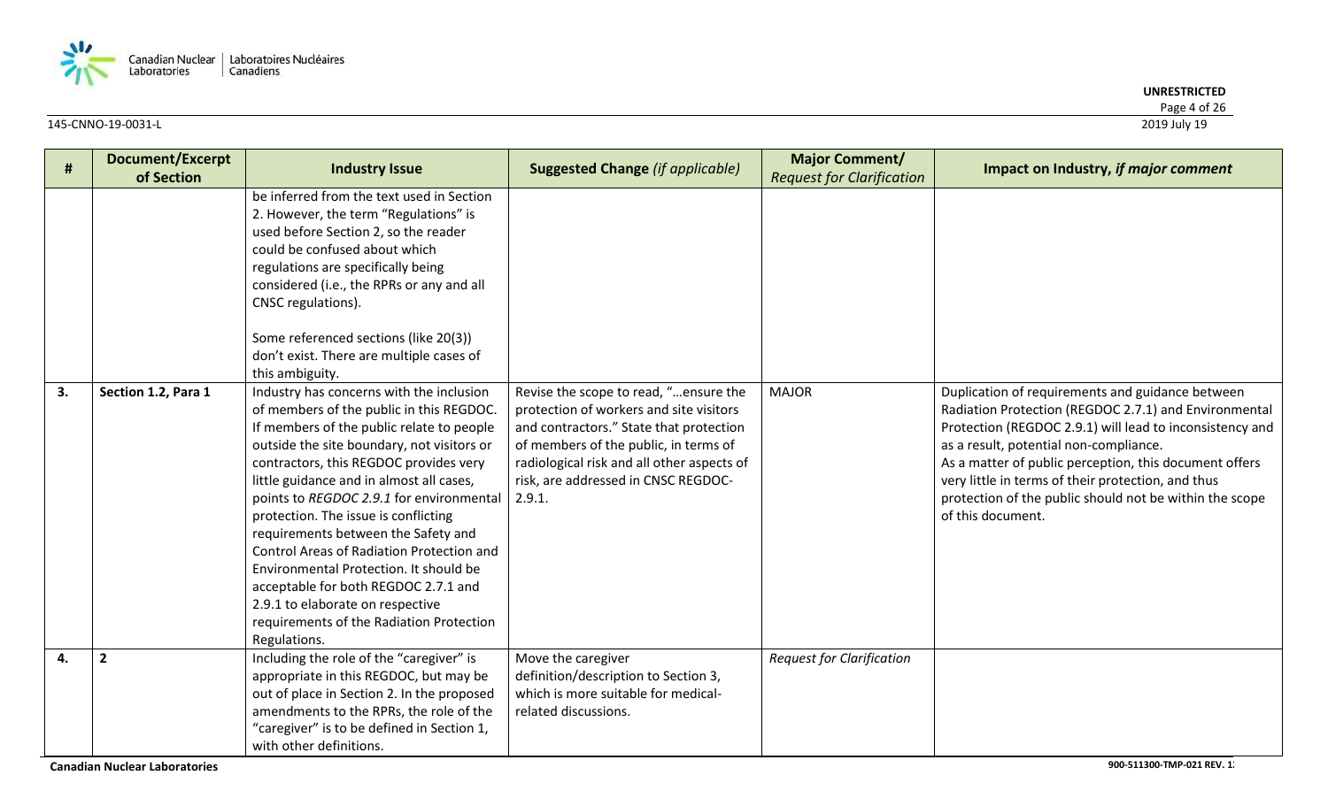| # | Document/Excerpt of Section | Industry Issue | Suggested Change *(if applicable)* | Major Comment/ *Request for Clarification* | Impact on Industry, *if major comment* |
|---|---|---|---|---|---|
| | | be inferred from the text used in Section 2. However, the term "Regulations" is used before Section 2, so the reader could be confused about which regulations are specifically being considered (i.e., the RPRs or any and all CNSC regulations).<br><br>Some referenced sections (like 20(3)) don't exist. There are multiple cases of this ambiguity. | | | |
| **3.** | **Section 1.2, Para 1** | Industry has concerns with the inclusion of members of the public in this REGDOC. If members of the public relate to people outside the site boundary, not visitors or contractors, this REGDOC provides very little guidance and in almost all cases, points to *REGDOC 2.9.1* for environmental protection. The issue is conflicting requirements between the Safety and Control Areas of Radiation Protection and Environmental Protection. It should be acceptable for both REGDOC 2.7.1 and 2.9.1 to elaborate on respective requirements of the Radiation Protection Regulations. | Revise the scope to read, "…ensure the protection of workers and site visitors and contractors." State that protection of members of the public, in terms of radiological risk and all other aspects of risk, are addressed in CNSC REGDOC-2.9.1. | MAJOR | Duplication of requirements and guidance between Radiation Protection (REGDOC 2.7.1) and Environmental Protection (REGDOC 2.9.1) will lead to inconsistency and as a result, potential non-compliance.<br>As a matter of public perception, this document offers very little in terms of their protection, and thus protection of the public should not be within the scope of this document. |
| **4.** | **2** | Including the role of the "caregiver" is appropriate in this REGDOC, but may be out of place in Section 2. In the proposed amendments to the RPRs, the role of the "caregiver" is to be defined in Section 1, with other definitions. | Move the caregiver definition/description to Section 3, which is more suitable for medical-related discussions. | *Request for Clarification* | |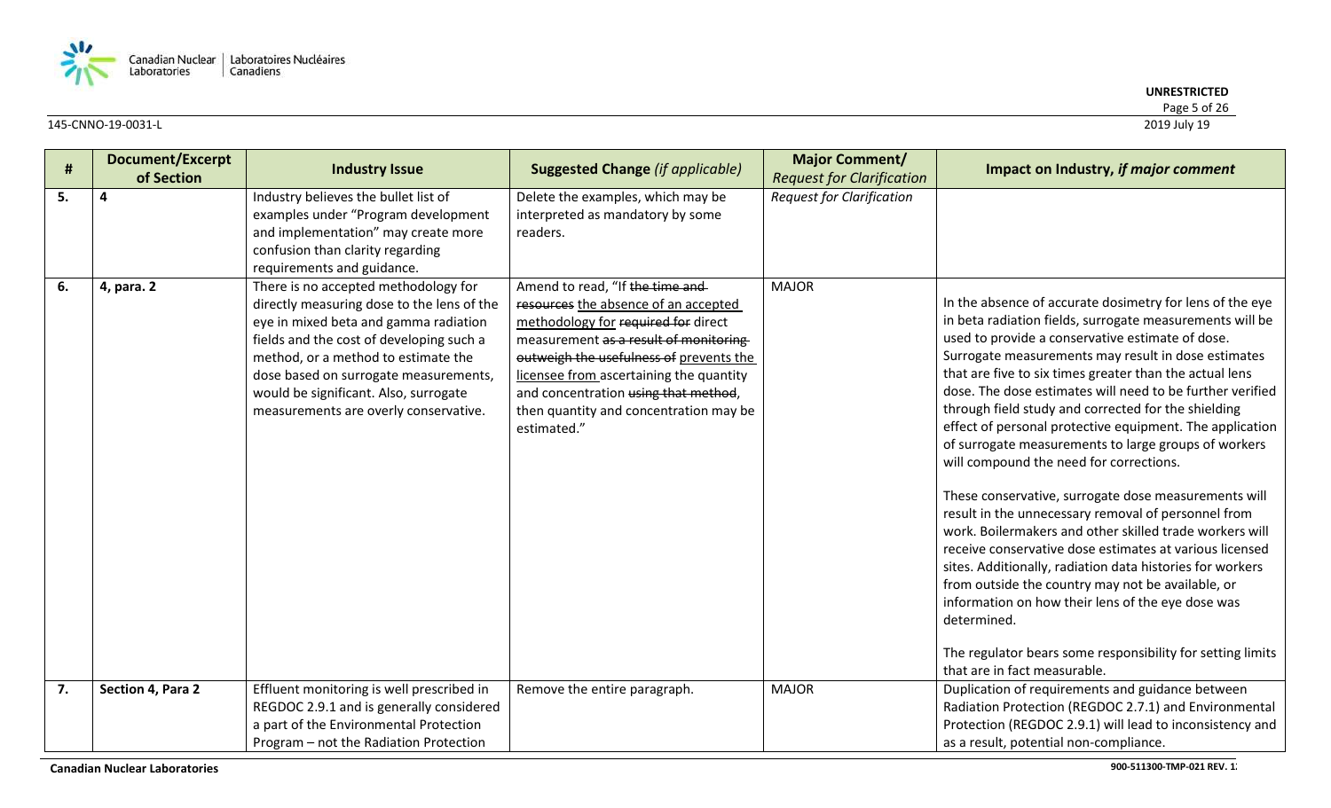| # | Document/Excerpt of Section | Industry Issue | Suggested Change *(if applicable)* | Major Comment/ *Request for Clarification* | Impact on Industry, *if major comment* |
|---|---|---|---|---|---|
| 5. | 4 | Industry believes the bullet list of examples under "Program development and implementation" may create more confusion than clarity regarding requirements and guidance. | Delete the examples, which may be interpreted as mandatory by some readers. | *Request for Clarification* | |
| 6. | 4, para. 2 | There is no accepted methodology for directly measuring dose to the lens of the eye in mixed beta and gamma radiation fields and the cost of developing such a method, or a method to estimate the dose based on surrogate measurements, would be significant. Also, surrogate measurements are overly conservative. | Amend to read, "If ~~the time and resources~~ the absence of an accepted methodology for ~~required for~~ direct measurement ~~as a result of monitoring outweigh the usefulness of~~ prevents the licensee from ascertaining the quantity and concentration ~~using that method~~, then quantity and concentration may be estimated." | MAJOR | In the absence of accurate dosimetry for lens of the eye in beta radiation fields, surrogate measurements will be used to provide a conservative estimate of dose. Surrogate measurements may result in dose estimates that are five to six times greater than the actual lens dose. The dose estimates will need to be further verified through field study and corrected for the shielding effect of personal protective equipment. The application of surrogate measurements to large groups of workers will compound the need for corrections.<br><br>These conservative, surrogate dose measurements will result in the unnecessary removal of personnel from work. Boilermakers and other skilled trade workers will receive conservative dose estimates at various licensed sites. Additionally, radiation data histories for workers from outside the country may not be available, or information on how their lens of the eye dose was determined.<br><br>The regulator bears some responsibility for setting limits that are in fact measurable. |
| 7. | Section 4, Para 2 | Effluent monitoring is well prescribed in REGDOC 2.9.1 and is generally considered a part of the Environmental Protection Program – not the Radiation Protection | Remove the entire paragraph. | MAJOR | Duplication of requirements and guidance between Radiation Protection (REGDOC 2.7.1) and Environmental Protection (REGDOC 2.9.1) will lead to inconsistency and as a result, potential non-compliance. |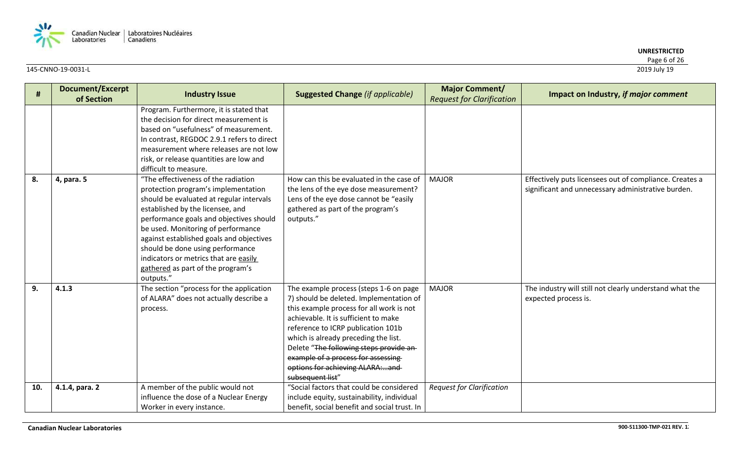| # | Document/Excerpt of Section | Industry Issue | Suggested Change *(if applicable)* | Major Comment/ *Request for Clarification* | Impact on Industry, *if major comment* |
|---|---|---|---|---|---|
| | | Program. Furthermore, it is stated that the decision for direct measurement is based on "usefulness" of measurement. In contrast, REGDOC 2.9.1 refers to direct measurement where releases are not low risk, or release quantities are low and difficult to measure. | | | |
| **8.** | **4, para. 5** | "The effectiveness of the radiation protection program's implementation should be evaluated at regular intervals established by the licensee, and performance goals and objectives should be used. Monitoring of performance against established goals and objectives should be done using performance indicators or metrics that are <u>easily gathered</u> as part of the program's outputs." | How can this be evaluated in the case of the lens of the eye dose measurement? Lens of the eye dose cannot be "easily gathered as part of the program's outputs." | MAJOR | Effectively puts licensees out of compliance. Creates a significant and unnecessary administrative burden. |
| **9.** | **4.1.3** | The section "process for the application of ALARA" does not actually describe a process. | The example process (steps 1-6 on page 7) should be deleted. Implementation of this example process for all work is not achievable. It is sufficient to make reference to ICRP publication 101b which is already preceding the list. Delete "~~The following steps provide an example of a process for assessing options for achieving ALARA:…and subsequent list~~" | MAJOR | The industry will still not clearly understand what the expected process is. |
| **10.** | **4.1.4, para. 2** | A member of the public would not influence the dose of a Nuclear Energy Worker in every instance. | "Social factors that could be considered include equity, sustainability, individual benefit, social benefit and social trust. In | *Request for Clarification* | |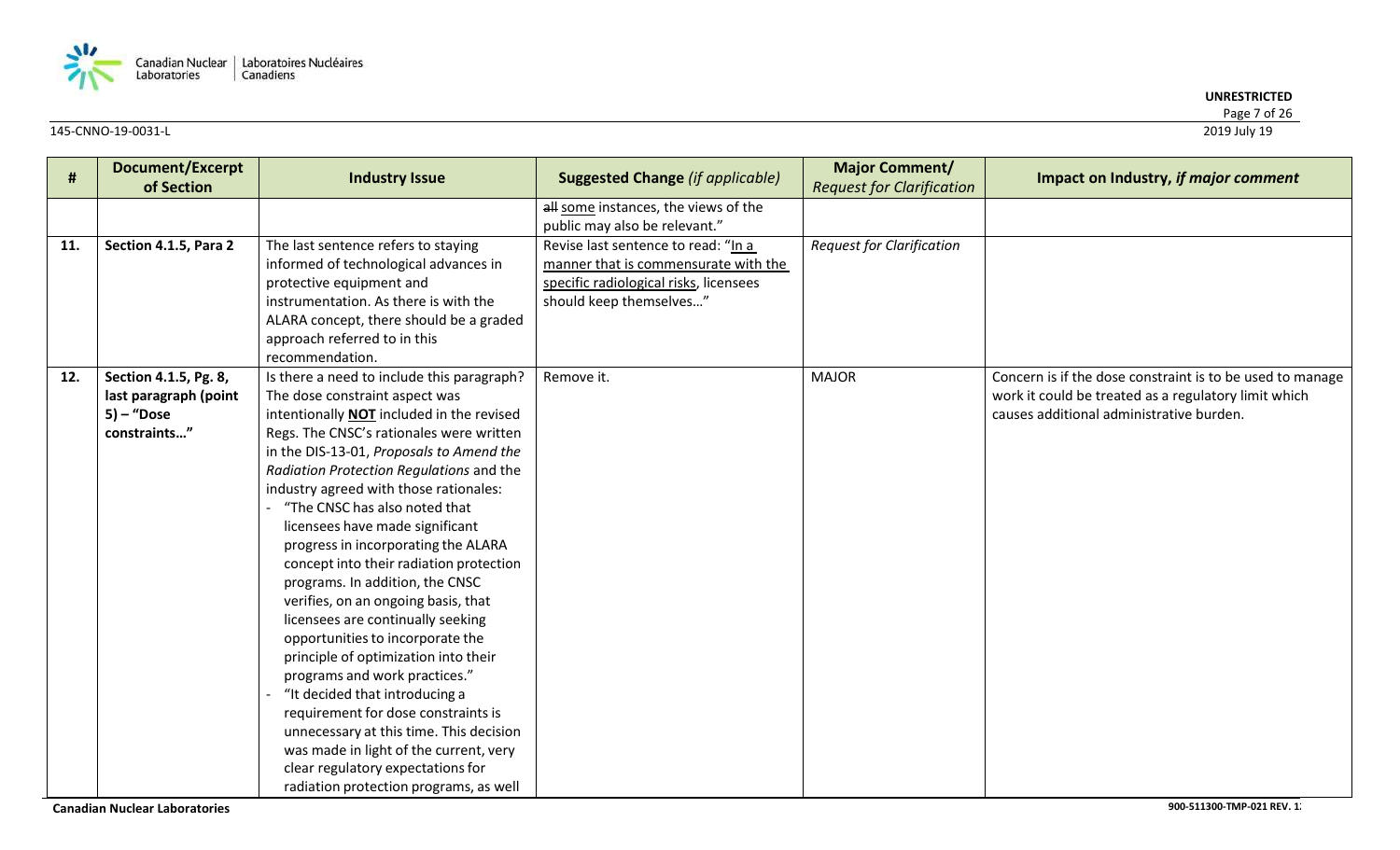| # | Document/Excerpt of Section | Industry Issue | Suggested Change *(if applicable)* | Major Comment/ *Request for Clarification* | Impact on Industry, *if major comment* |
|---|---|---|---|---|---|
| | | | ~~all~~ some instances, the views of the public may also be relevant." | | |
| **11.** | **Section 4.1.5, Para 2** | The last sentence refers to staying informed of technological advances in protective equipment and instrumentation. As there is with the ALARA concept, there should be a graded approach referred to in this recommendation. | Revise last sentence to read: "In a manner that is commensurate with the specific radiological risks, licensees should keep themselves…" | *Request for Clarification* | |
| **12.** | **Section 4.1.5, Pg. 8, last paragraph (point 5) – "Dose constraints…"** | Is there a need to include this paragraph? The dose constraint aspect was intentionally **NOT** included in the revised Regs. The CNSC's rationales were written in the DIS-13-01, *Proposals to Amend the Radiation Protection Regulations* and the industry agreed with those rationales:<br>- "The CNSC has also noted that licensees have made significant progress in incorporating the ALARA concept into their radiation protection programs. In addition, the CNSC verifies, on an ongoing basis, that licensees are continually seeking opportunities to incorporate the principle of optimization into their programs and work practices."<br>- "It decided that introducing a requirement for dose constraints is unnecessary at this time. This decision was made in light of the current, very clear regulatory expectations for radiation protection programs, as well | Remove it. | MAJOR | Concern is if the dose constraint is to be used to manage work it could be treated as a regulatory limit which causes additional administrative burden. |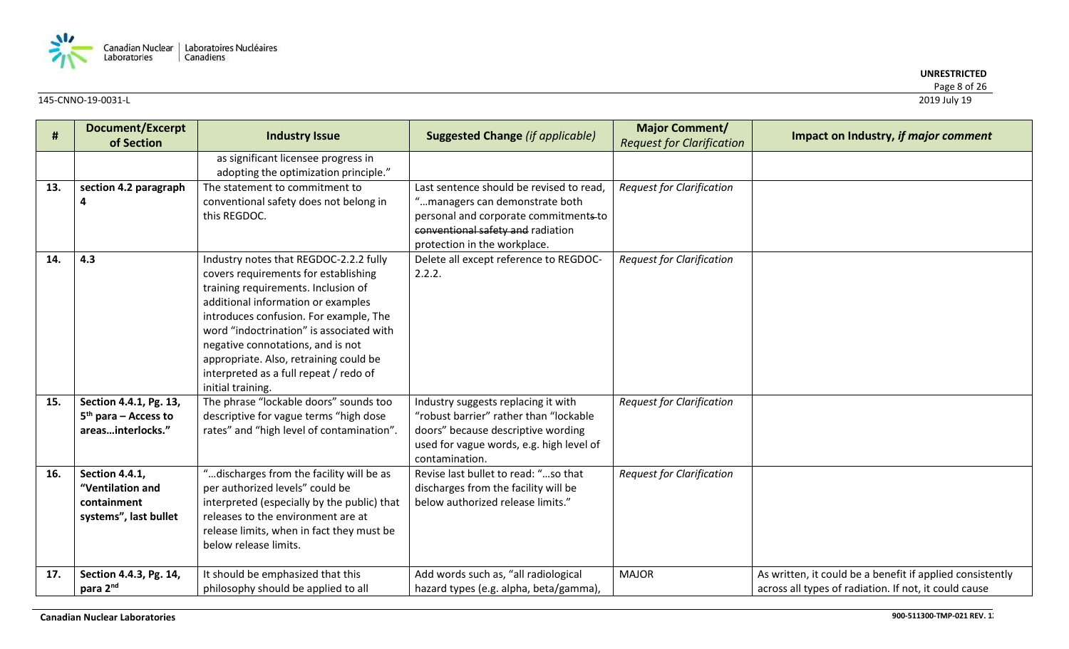| # | Document/Excerpt of Section | Industry Issue | Suggested Change *(if applicable)* | Major Comment/ *Request for Clarification* | Impact on Industry, *if major comment* |
|---|---|---|---|---|---|
| | | as significant licensee progress in adopting the optimization principle." | | | |
| **13.** | **section 4.2 paragraph 4** | The statement to commitment to conventional safety does not belong in this REGDOC. | Last sentence should be revised to read, "…managers can demonstrate both personal and corporate commitments ~~to conventional safety and~~ radiation protection in the workplace. | *Request for Clarification* | |
| **14.** | **4.3** | Industry notes that REGDOC-2.2.2 fully covers requirements for establishing training requirements. Inclusion of additional information or examples introduces confusion. For example, The word "indoctrination" is associated with negative connotations, and is not appropriate. Also, retraining could be interpreted as a full repeat / redo of initial training. | Delete all except reference to REGDOC-2.2.2. | *Request for Clarification* | |
| **15.** | **Section 4.4.1, Pg. 13, 5th para – Access to areas…interlocks."** | The phrase "lockable doors" sounds too descriptive for vague terms "high dose rates" and "high level of contamination". | Industry suggests replacing it with "robust barrier" rather than "lockable doors" because descriptive wording used for vague words, e.g. high level of contamination. | *Request for Clarification* | |
| **16.** | **Section 4.4.1, "Ventilation and containment systems", last bullet** | "…discharges from the facility will be as per authorized levels" could be interpreted (especially by the public) that releases to the environment are at release limits, when in fact they must be below release limits. | Revise last bullet to read: "…so that discharges from the facility will be below authorized release limits." | *Request for Clarification* | |
| **17.** | **Section 4.4.3, Pg. 14, para 2nd** | It should be emphasized that this philosophy should be applied to all | Add words such as, "all radiological hazard types (e.g. alpha, beta/gamma), | MAJOR | As written, it could be a benefit if applied consistently across all types of radiation. If not, it could cause |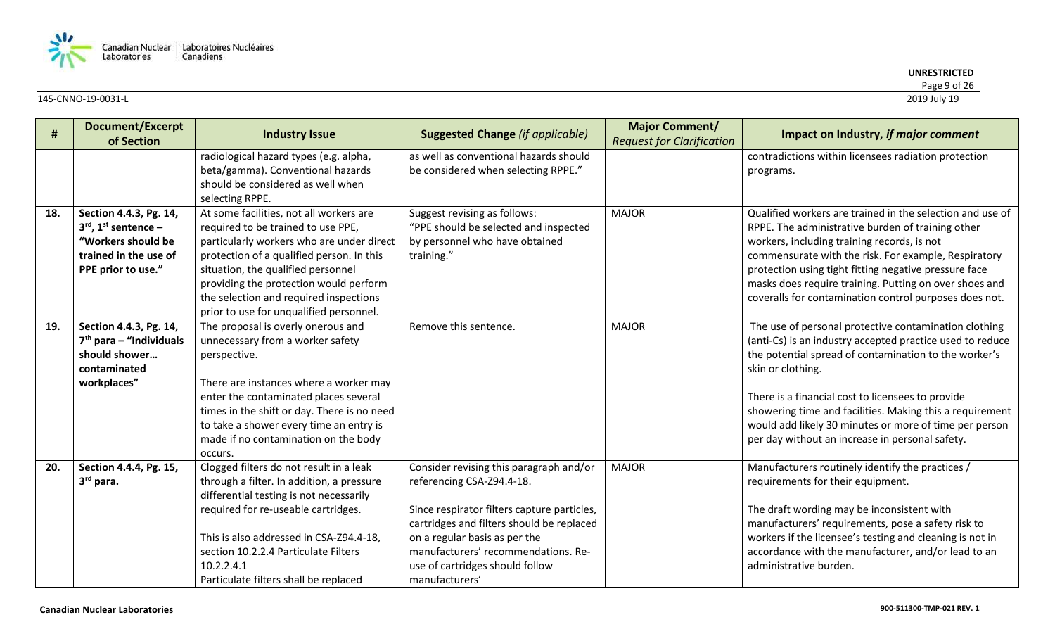| # | Document/Excerpt of Section | Industry Issue | Suggested Change *(if applicable)* | Major Comment/ Request for Clarification | Impact on Industry, *if major comment* |
|---|---|---|---|---|---|
| | | radiological hazard types (e.g. alpha, beta/gamma). Conventional hazards should be considered as well when selecting RPPE. | as well as conventional hazards should be considered when selecting RPPE." | | contradictions within licensees radiation protection programs. |
| 18. | **Section 4.4.3, Pg. 14, 3rd, 1st sentence – "Workers should be trained in the use of PPE prior to use."** | At some facilities, not all workers are required to be trained to use PPE, particularly workers who are under direct protection of a qualified person. In this situation, the qualified personnel providing the protection would perform the selection and required inspections prior to use for unqualified personnel. | Suggest revising as follows: "PPE should be selected and inspected by personnel who have obtained training." | MAJOR | Qualified workers are trained in the selection and use of RPPE. The administrative burden of training other workers, including training records, is not commensurate with the risk. For example, Respiratory protection using tight fitting negative pressure face masks does require training. Putting on over shoes and coveralls for contamination control purposes does not. |
| 19. | **Section 4.4.3, Pg. 14, 7th para – "Individuals should shower… contaminated workplaces"** | The proposal is overly onerous and unnecessary from a worker safety perspective.<br><br>There are instances where a worker may enter the contaminated places several times in the shift or day. There is no need to take a shower every time an entry is made if no contamination on the body occurs. | Remove this sentence. | MAJOR | The use of personal protective contamination clothing (anti-Cs) is an industry accepted practice used to reduce the potential spread of contamination to the worker's skin or clothing.<br><br>There is a financial cost to licensees to provide showering time and facilities. Making this a requirement would add likely 30 minutes or more of time per person per day without an increase in personal safety. |
| 20. | **Section 4.4.4, Pg. 15, 3rd para.** | Clogged filters do not result in a leak through a filter. In addition, a pressure differential testing is not necessarily required for re-useable cartridges.<br><br>This is also addressed in CSA-Z94.4-18, section 10.2.2.4 Particulate Filters 10.2.2.4.1<br>Particulate filters shall be replaced | Consider revising this paragraph and/or referencing CSA-Z94.4-18.<br><br>Since respirator filters capture particles, cartridges and filters should be replaced on a regular basis as per the manufacturers' recommendations. Re-use of cartridges should follow manufacturers' | MAJOR | Manufacturers routinely identify the practices / requirements for their equipment.<br><br>The draft wording may be inconsistent with manufacturers' requirements, pose a safety risk to workers if the licensee's testing and cleaning is not in accordance with the manufacturer, and/or lead to an administrative burden. |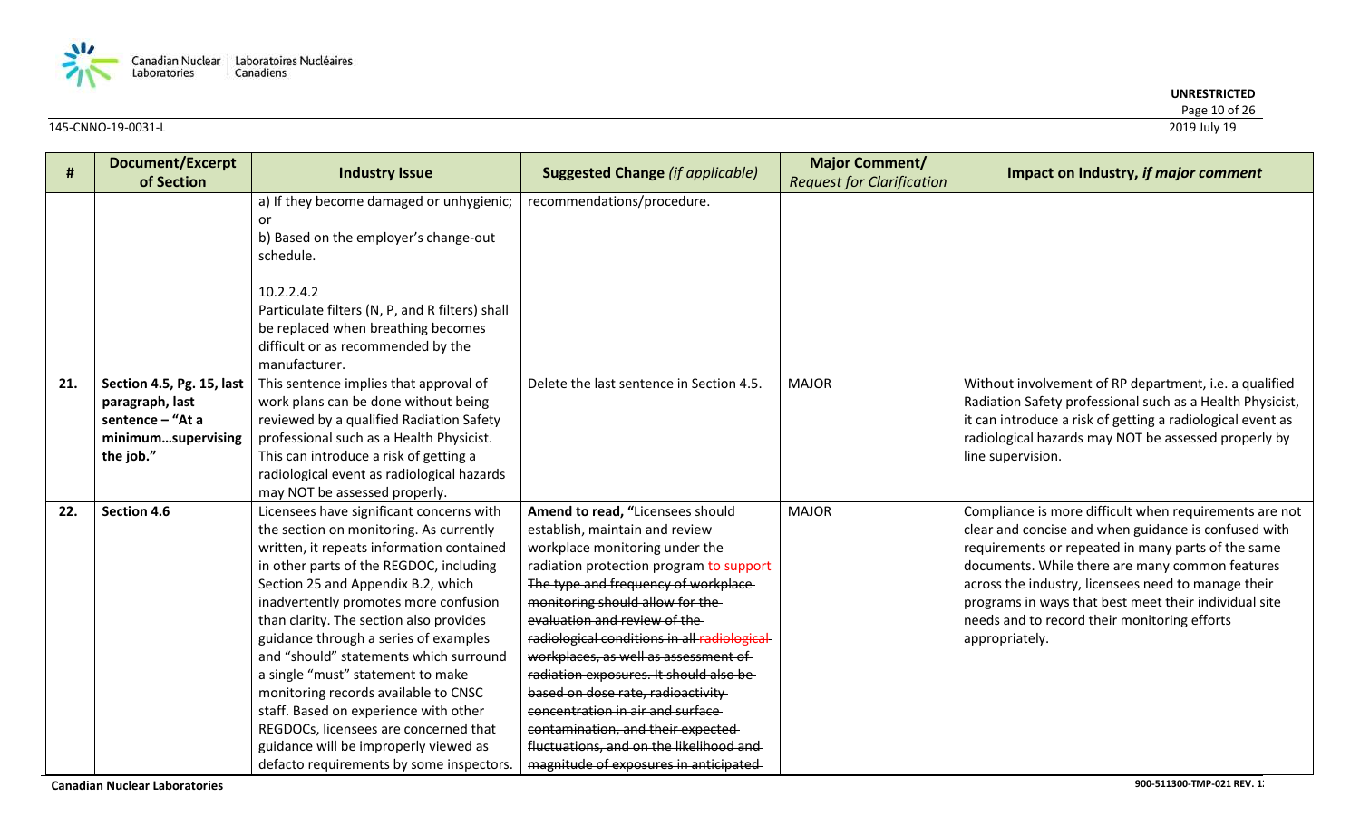| # | Document/Excerpt of Section | Industry Issue | Suggested Change *(if applicable)* | Major Comment/ *Request for Clarification* | Impact on Industry, *if major comment* |
|---|---|---|---|---|---|
| | | a) If they become damaged or unhygienic; or<br>b) Based on the employer's change-out schedule.<br><br>10.2.2.4.2<br>Particulate filters (N, P, and R filters) shall be replaced when breathing becomes difficult or as recommended by the manufacturer. | recommendations/procedure. | | |
| **21.** | **Section 4.5, Pg. 15, last paragraph, last sentence – "At a minimum…supervising the job."** | This sentence implies that approval of work plans can be done without being reviewed by a qualified Radiation Safety professional such as a Health Physicist. This can introduce a risk of getting a radiological event as radiological hazards may NOT be assessed properly. | Delete the last sentence in Section 4.5. | MAJOR | Without involvement of RP department, i.e. a qualified Radiation Safety professional such as a Health Physicist, it can introduce a risk of getting a radiological event as radiological hazards may NOT be assessed properly by line supervision. |
| **22.** | **Section 4.6** | Licensees have significant concerns with the section on monitoring. As currently written, it repeats information contained in other parts of the REGDOC, including Section 25 and Appendix B.2, which inadvertently promotes more confusion than clarity. The section also provides guidance through a series of examples and "should" statements which surround a single "must" statement to make monitoring records available to CNSC staff. Based on experience with other REGDOCs, licensees are concerned that guidance will be improperly viewed as defacto requirements by some inspectors. | **Amend to read, "**Licensees should establish, maintain and review workplace monitoring under the radiation protection program to support ~~The type and frequency of workplace monitoring should allow for the evaluation and review of the radiological conditions in all radiological workplaces, as well as assessment of radiation exposures. It should also be based on dose rate, radioactivity concentration in air and surface contamination, and their expected fluctuations, and on the likelihood and magnitude of exposures in anticipated~~ | MAJOR | Compliance is more difficult when requirements are not clear and concise and when guidance is confused with requirements or repeated in many parts of the same documents. While there are many common features across the industry, licensees need to manage their programs in ways that best meet their individual site needs and to record their monitoring efforts appropriately. |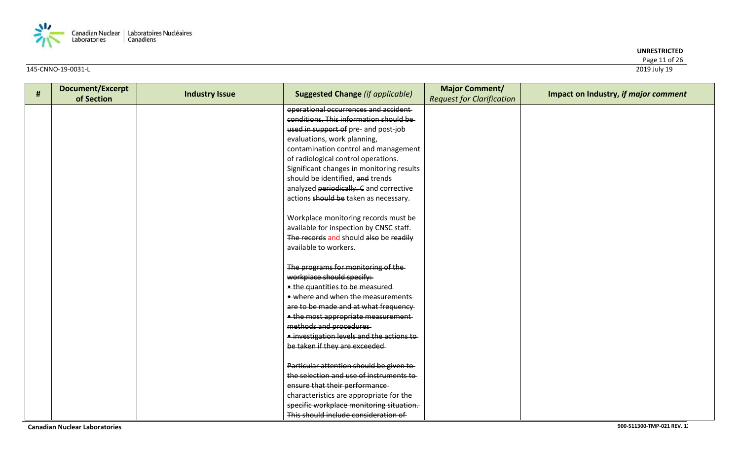| # | Document/Excerpt of Section | Industry Issue | Suggested Change *(if applicable)* | Major Comment/ *Request for Clarification* | Impact on Industry, *if major comment* |
|---|---|---|---|---|---|
| | | | ~~operational occurrences and accident conditions. This information should be used in support of~~ pre- and post-job evaluations, work planning, contamination control and management of radiological control operations. Significant changes in monitoring results should be identified, ~~and~~ trends analyzed ~~periodically. C~~ and corrective actions ~~should be~~ taken as necessary.<br><br>Workplace monitoring records must be available for inspection by CNSC staff. ~~The records~~ and should ~~also~~ be ~~readily~~ available to workers.<br><br>~~The programs for monitoring of the workplace should specify:~~<br>~~• the quantities to be measured~~<br>~~• where and when the measurements are to be made and at what frequency~~<br>~~• the most appropriate measurement methods and procedures~~<br>~~• investigation levels and the actions to be taken if they are exceeded~~<br><br>~~Particular attention should be given to the selection and use of instruments to ensure that their performance characteristics are appropriate for the specific workplace monitoring situation. This should include consideration of~~ | | |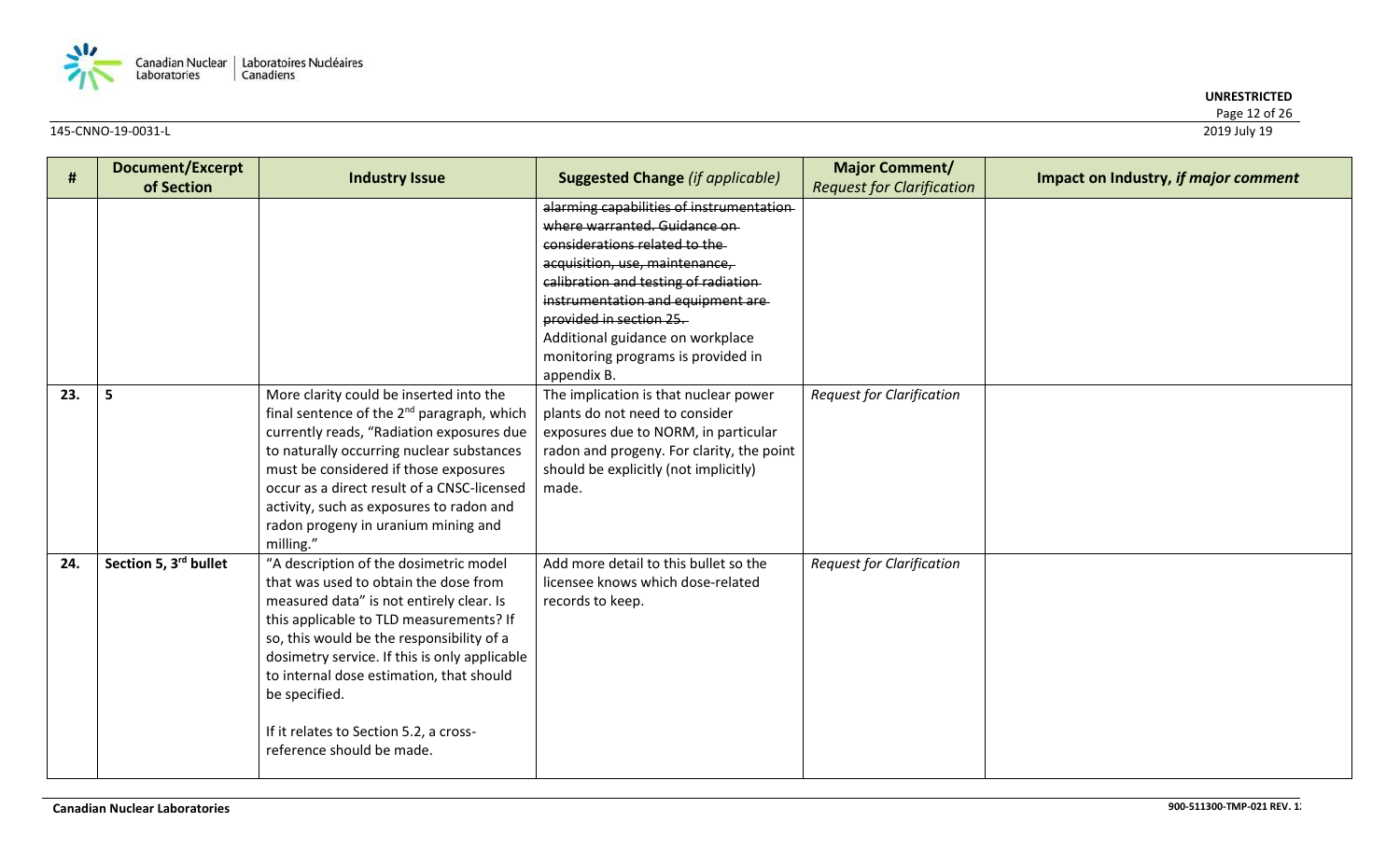| # | Document/Excerpt of Section | Industry Issue | Suggested Change *(if applicable)* | Major Comment/ *Request for Clarification* | Impact on Industry, *if major comment* |
|---|---|---|---|---|---|
| | | | ~~alarming capabilities of instrumentation where warranted. Guidance on considerations related to the acquisition, use, maintenance, calibration and testing of radiation instrumentation and equipment are provided in section 25.~~ Additional guidance on workplace monitoring programs is provided in appendix B. | | |
| 23. | 5 | More clarity could be inserted into the final sentence of the 2nd paragraph, which currently reads, "Radiation exposures due to naturally occurring nuclear substances must be considered if those exposures occur as a direct result of a CNSC-licensed activity, such as exposures to radon and radon progeny in uranium mining and milling." | The implication is that nuclear power plants do not need to consider exposures due to NORM, in particular radon and progeny. For clarity, the point should be explicitly (not implicitly) made. | *Request for Clarification* | |
| 24. | Section 5, 3rd bullet | "A description of the dosimetric model that was used to obtain the dose from measured data" is not entirely clear. Is this applicable to TLD measurements? If so, this would be the responsibility of a dosimetry service. If this is only applicable to internal dose estimation, that should be specified.<br><br>If it relates to Section 5.2, a cross-reference should be made. | Add more detail to this bullet so the licensee knows which dose-related records to keep. | *Request for Clarification* | |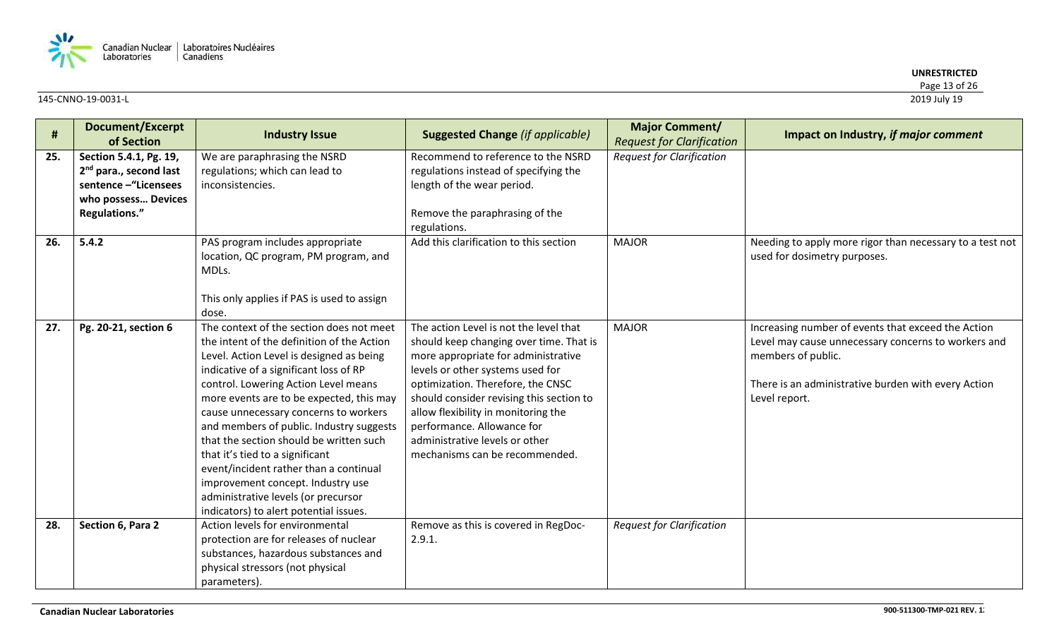| # | Document/Excerpt of Section | Industry Issue | Suggested Change *(if applicable)* | Major Comment/ *Request for Clarification* | Impact on Industry, *if major comment* |
|---|---|---|---|---|---|
| 25. | **Section 5.4.1, Pg. 19, 2nd para., second last sentence –"Licensees who possess… Devices Regulations."** | We are paraphrasing the NSRD regulations; which can lead to inconsistencies. | Recommend to reference to the NSRD regulations instead of specifying the length of the wear period.<br><br>Remove the paraphrasing of the regulations. | *Request for Clarification* | |
| 26. | **5.4.2** | PAS program includes appropriate location, QC program, PM program, and MDLs.<br><br>This only applies if PAS is used to assign dose. | Add this clarification to this section | MAJOR | Needing to apply more rigor than necessary to a test not used for dosimetry purposes. |
| 27. | **Pg. 20-21, section 6** | The context of the section does not meet the intent of the definition of the Action Level. Action Level is designed as being indicative of a significant loss of RP control. Lowering Action Level means more events are to be expected, this may cause unnecessary concerns to workers and members of public. Industry suggests that the section should be written such that it's tied to a significant event/incident rather than a continual improvement concept. Industry use administrative levels (or precursor indicators) to alert potential issues. | The action Level is not the level that should keep changing over time. That is more appropriate for administrative levels or other systems used for optimization. Therefore, the CNSC should consider revising this section to allow flexibility in monitoring the performance. Allowance for administrative levels or other mechanisms can be recommended. | MAJOR | Increasing number of events that exceed the Action Level may cause unnecessary concerns to workers and members of public.<br><br>There is an administrative burden with every Action Level report. |
| 28. | **Section 6, Para 2** | Action levels for environmental protection are for releases of nuclear substances, hazardous substances and physical stressors (not physical parameters). | Remove as this is covered in RegDoc-2.9.1. | *Request for Clarification* | |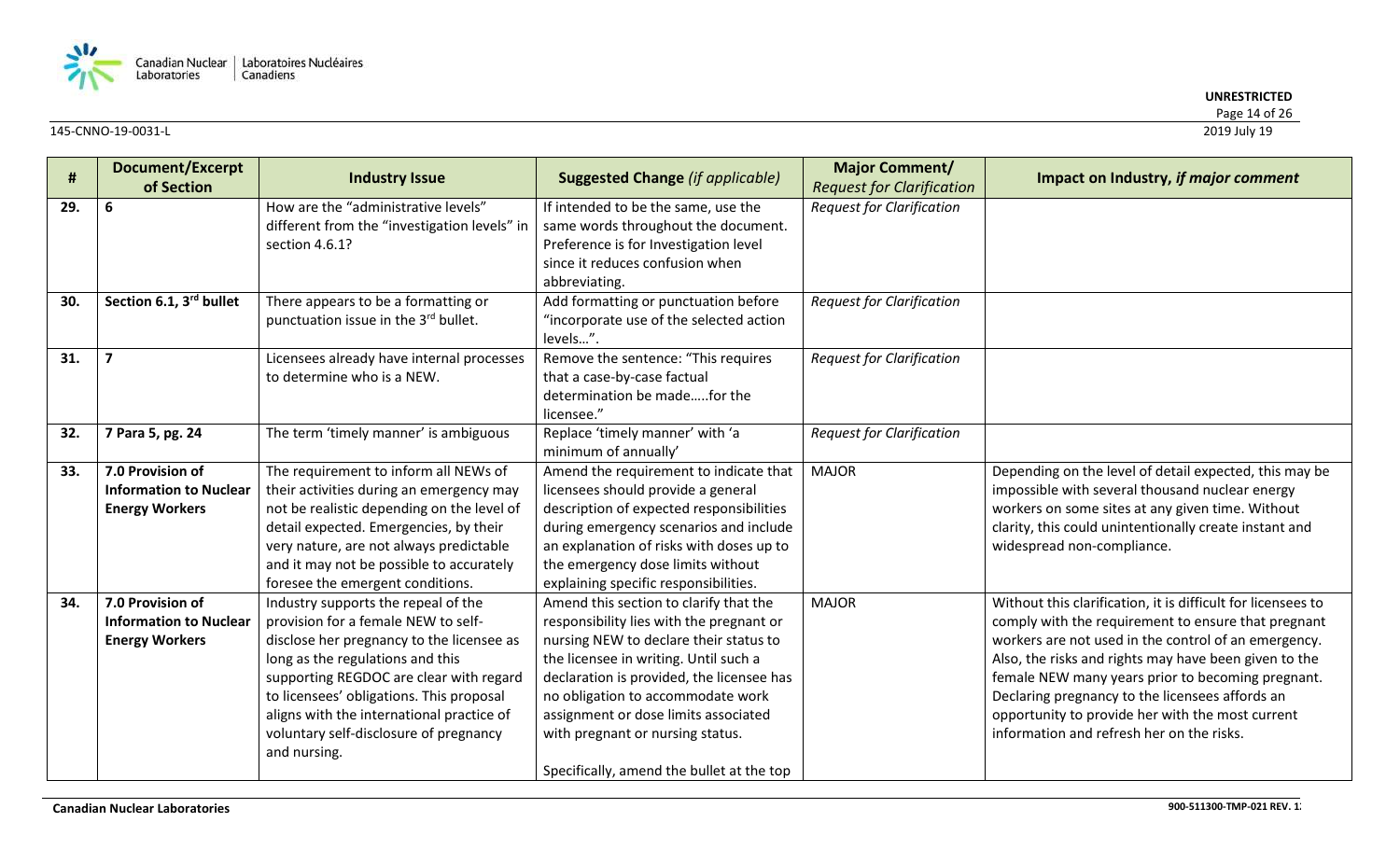| # | Document/Excerpt of Section | Industry Issue | Suggested Change *(if applicable)* | Major Comment/ *Request for Clarification* | Impact on Industry, *if major comment* |
|---|---|---|---|---|---|
| 29. | 6 | How are the "administrative levels" different from the "investigation levels" in section 4.6.1? | If intended to be the same, use the same words throughout the document. Preference is for Investigation level since it reduces confusion when abbreviating. | *Request for Clarification* | |
| 30. | **Section 6.1, 3rd bullet** | There appears to be a formatting or punctuation issue in the 3rd bullet. | Add formatting or punctuation before "incorporate use of the selected action levels…". | *Request for Clarification* | |
| 31. | **7** | Licensees already have internal processes to determine who is a NEW. | Remove the sentence: "This requires that a case-by-case factual determination be made…..for the licensee." | *Request for Clarification* | |
| 32. | **7 Para 5, pg. 24** | The term 'timely manner' is ambiguous | Replace 'timely manner' with 'a minimum of annually' | *Request for Clarification* | |
| 33. | **7.0 Provision of Information to Nuclear Energy Workers** | The requirement to inform all NEWs of their activities during an emergency may not be realistic depending on the level of detail expected. Emergencies, by their very nature, are not always predictable and it may not be possible to accurately foresee the emergent conditions. | Amend the requirement to indicate that licensees should provide a general description of expected responsibilities during emergency scenarios and include an explanation of risks with doses up to the emergency dose limits without explaining specific responsibilities. | MAJOR | Depending on the level of detail expected, this may be impossible with several thousand nuclear energy workers on some sites at any given time. Without clarity, this could unintentionally create instant and widespread non-compliance. |
| 34. | **7.0 Provision of Information to Nuclear Energy Workers** | Industry supports the repeal of the provision for a female NEW to self-disclose her pregnancy to the licensee as long as the regulations and this supporting REGDOC are clear with regard to licensees' obligations. This proposal aligns with the international practice of voluntary self-disclosure of pregnancy and nursing. | Amend this section to clarify that the responsibility lies with the pregnant or nursing NEW to declare their status to the licensee in writing. Until such a declaration is provided, the licensee has no obligation to accommodate work assignment or dose limits associated with pregnant or nursing status.<br><br>Specifically, amend the bullet at the top | MAJOR | Without this clarification, it is difficult for licensees to comply with the requirement to ensure that pregnant workers are not used in the control of an emergency. Also, the risks and rights may have been given to the female NEW many years prior to becoming pregnant. Declaring pregnancy to the licensees affords an opportunity to provide her with the most current information and refresh her on the risks. |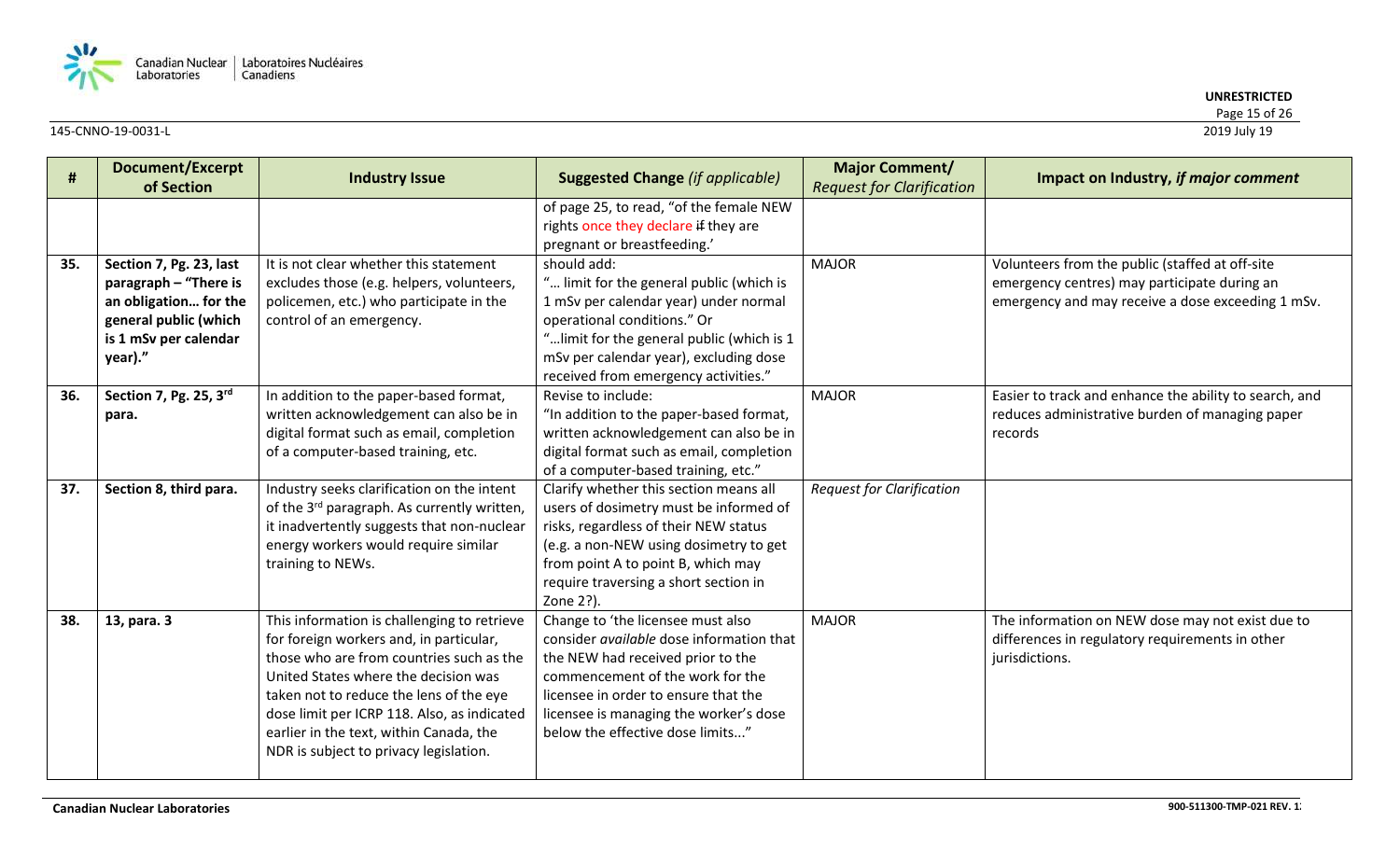| # | Document/Excerpt of Section | Industry Issue | Suggested Change *(if applicable)* | Major Comment/ Request for Clarification | Impact on Industry, *if major comment* |
|---|---|---|---|---|---|
| | | | of page 25, to read, "of the female NEW rights once they declare ~~if~~ they are pregnant or breastfeeding.' | | |
| 35. | **Section 7, Pg. 23, last paragraph – "There is an obligation… for the general public (which is 1 mSv per calendar year)."** | It is not clear whether this statement excludes those (e.g. helpers, volunteers, policemen, etc.) who participate in the control of an emergency. | should add: "… limit for the general public (which is 1 mSv per calendar year) under normal operational conditions." Or "…limit for the general public (which is 1 mSv per calendar year), excluding dose received from emergency activities." | MAJOR | Volunteers from the public (staffed at off-site emergency centres) may participate during an emergency and may receive a dose exceeding 1 mSv. |
| 36. | **Section 7, Pg. 25, 3rd para.** | In addition to the paper-based format, written acknowledgement can also be in digital format such as email, completion of a computer-based training, etc. | Revise to include: "In addition to the paper-based format, written acknowledgement can also be in digital format such as email, completion of a computer-based training, etc." | MAJOR | Easier to track and enhance the ability to search, and reduces administrative burden of managing paper records |
| 37. | **Section 8, third para.** | Industry seeks clarification on the intent of the 3rd paragraph. As currently written, it inadvertently suggests that non-nuclear energy workers would require similar training to NEWs. | Clarify whether this section means all users of dosimetry must be informed of risks, regardless of their NEW status (e.g. a non-NEW using dosimetry to get from point A to point B, which may require traversing a short section in Zone 2?). | *Request for Clarification* | |
| 38. | **13, para. 3** | This information is challenging to retrieve for foreign workers and, in particular, those who are from countries such as the United States where the decision was taken not to reduce the lens of the eye dose limit per ICRP 118. Also, as indicated earlier in the text, within Canada, the NDR is subject to privacy legislation. | Change to 'the licensee must also consider *available* dose information that the NEW had received prior to the commencement of the work for the licensee in order to ensure that the licensee is managing the worker's dose below the effective dose limits..." | MAJOR | The information on NEW dose may not exist due to differences in regulatory requirements in other jurisdictions. |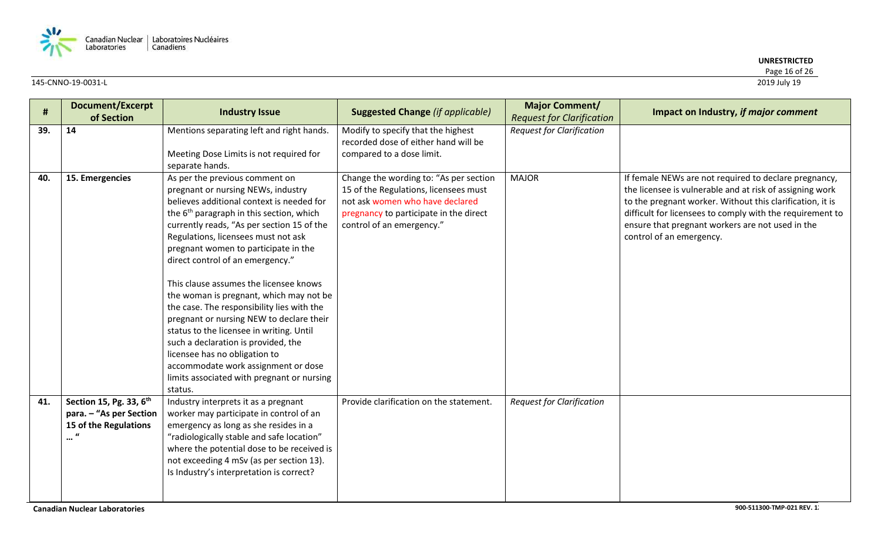| # | Document/Excerpt of Section | Industry Issue | Suggested Change *(if applicable)* | Major Comment/ *Request for Clarification* | Impact on Industry, *if major comment* |
|---|---|---|---|---|---|
| **39.** | **14** | Mentions separating left and right hands.<br><br>Meeting Dose Limits is not required for separate hands. | Modify to specify that the highest recorded dose of either hand will be compared to a dose limit. | *Request for Clarification* | |
| **40.** | **15. Emergencies** | As per the previous comment on pregnant or nursing NEWs, industry believes additional context is needed for the 6th paragraph in this section, which currently reads, "As per section 15 of the Regulations, licensees must not ask pregnant women to participate in the direct control of an emergency."<br><br>This clause assumes the licensee knows the woman is pregnant, which may not be the case. The responsibility lies with the pregnant or nursing NEW to declare their status to the licensee in writing. Until such a declaration is provided, the licensee has no obligation to accommodate work assignment or dose limits associated with pregnant or nursing status. | Change the wording to: "As per section 15 of the Regulations, licensees must not ask women who have declared pregnancy to participate in the direct control of an emergency." | MAJOR | If female NEWs are not required to declare pregnancy, the licensee is vulnerable and at risk of assigning work to the pregnant worker. Without this clarification, it is difficult for licensees to comply with the requirement to ensure that pregnant workers are not used in the control of an emergency. |
| **41.** | **Section 15, Pg. 33, 6th para. – "As per Section 15 of the Regulations … "** | Industry interprets it as a pregnant worker may participate in control of an emergency as long as she resides in a "radiologically stable and safe location" where the potential dose to be received is not exceeding 4 mSv (as per section 13). Is Industry's interpretation is correct? | Provide clarification on the statement. | *Request for Clarification* | |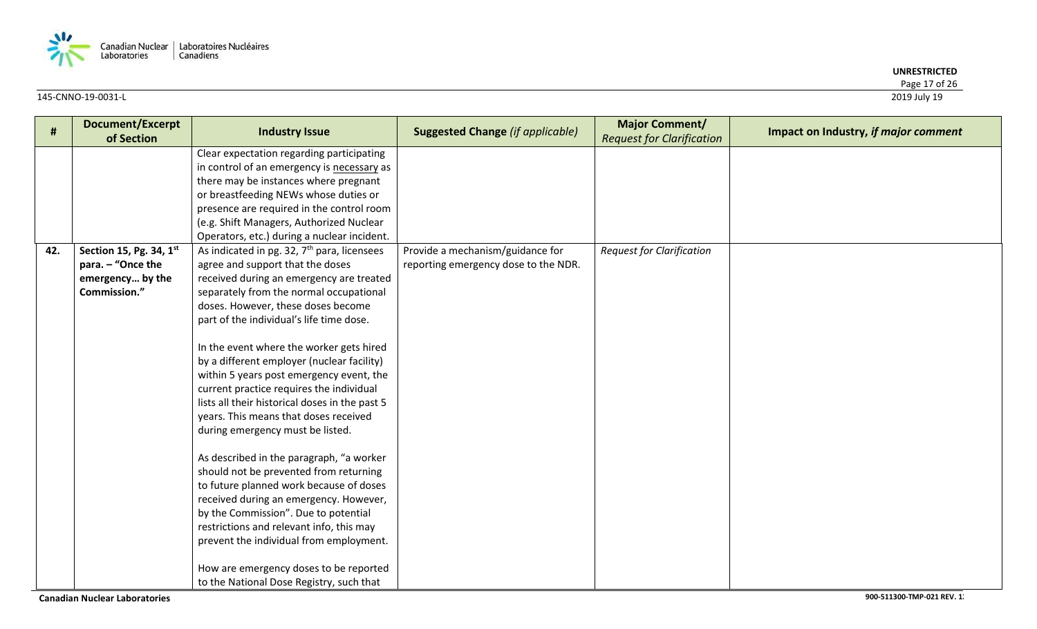| # | Document/Excerpt of Section | Industry Issue | Suggested Change *(if applicable)* | Major Comment/ *Request for Clarification* | Impact on Industry, *if major comment* |
|---|---|---|---|---|---|
| | | Clear expectation regarding participating in control of an emergency is necessary as there may be instances where pregnant or breastfeeding NEWs whose duties or presence are required in the control room (e.g. Shift Managers, Authorized Nuclear Operators, etc.) during a nuclear incident. | | | |
| 42. | **Section 15, Pg. 34, 1st para. – "Once the emergency… by the Commission."** | As indicated in pg. 32, 7th para, licensees agree and support that the doses received during an emergency are treated separately from the normal occupational doses. However, these doses become part of the individual's life time dose.<br><br>In the event where the worker gets hired by a different employer (nuclear facility) within 5 years post emergency event, the current practice requires the individual lists all their historical doses in the past 5 years. This means that doses received during emergency must be listed.<br><br>As described in the paragraph, "a worker should not be prevented from returning to future planned work because of doses received during an emergency. However, by the Commission". Due to potential restrictions and relevant info, this may prevent the individual from employment.<br><br>How are emergency doses to be reported to the National Dose Registry, such that | Provide a mechanism/guidance for reporting emergency dose to the NDR. | *Request for Clarification* | |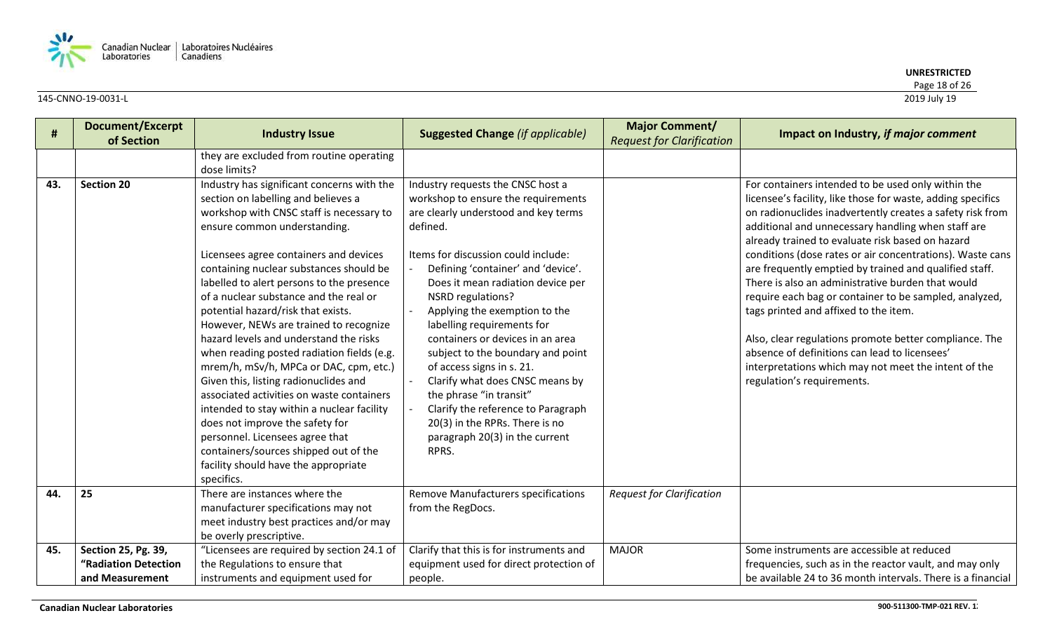| # | Document/Excerpt of Section | Industry Issue | Suggested Change *(if applicable)* | Major Comment/ *Request for Clarification* | Impact on Industry, *if major comment* |
|---|---|---|---|---|---|
| | | they are excluded from routine operating dose limits? | | | |
| 43. | **Section 20** | Industry has significant concerns with the section on labelling and believes a workshop with CNSC staff is necessary to ensure common understanding.<br><br>Licensees agree containers and devices containing nuclear substances should be labelled to alert persons to the presence of a nuclear substance and the real or potential hazard/risk that exists. However, NEWs are trained to recognize hazard levels and understand the risks when reading posted radiation fields (e.g. mrem/h, mSv/h, MPCa or DAC, cpm, etc.) Given this, listing radionuclides and associated activities on waste containers intended to stay within a nuclear facility does not improve the safety for personnel. Licensees agree that containers/sources shipped out of the facility should have the appropriate specifics. | Industry requests the CNSC host a workshop to ensure the requirements are clearly understood and key terms defined.<br><br>Items for discussion could include:<br>- Defining 'container' and 'device'. Does it mean radiation device per NSRD regulations?<br>- Applying the exemption to the labelling requirements for containers or devices in an area subject to the boundary and point of access signs in s. 21.<br>- Clarify what does CNSC means by the phrase "in transit"<br>- Clarify the reference to Paragraph 20(3) in the RPRs. There is no paragraph 20(3) in the current RPRS. | | For containers intended to be used only within the licensee's facility, like those for waste, adding specifics on radionuclides inadvertently creates a safety risk from additional and unnecessary handling when staff are already trained to evaluate risk based on hazard conditions (dose rates or air concentrations). Waste cans are frequently emptied by trained and qualified staff. There is also an administrative burden that would require each bag or container to be sampled, analyzed, tags printed and affixed to the item.<br><br>Also, clear regulations promote better compliance. The absence of definitions can lead to licensees' interpretations which may not meet the intent of the regulation's requirements. |
| 44. | **25** | There are instances where the manufacturer specifications may not meet industry best practices and/or may be overly prescriptive. | Remove Manufacturers specifications from the RegDocs. | *Request for Clarification* | |
| 45. | **Section 25, Pg. 39, "Radiation Detection and Measurement** | "Licensees are required by section 24.1 of the Regulations to ensure that instruments and equipment used for | Clarify that this is for instruments and equipment used for direct protection of people. | MAJOR | Some instruments are accessible at reduced frequencies, such as in the reactor vault, and may only be available 24 to 36 month intervals. There is a financial |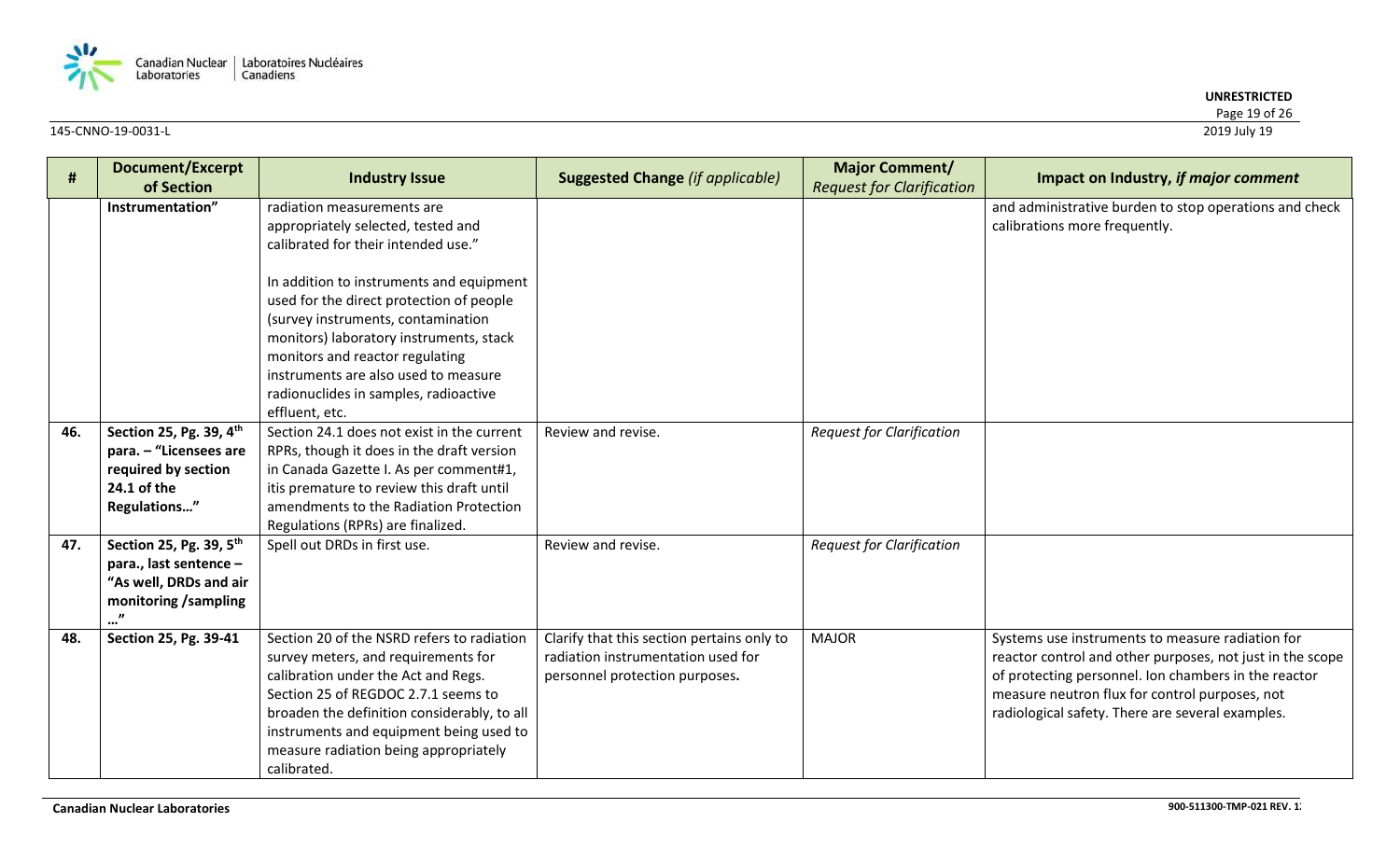| # | Document/Excerpt of Section | Industry Issue | Suggested Change *(if applicable)* | Major Comment/ *Request for Clarification* | Impact on Industry, *if major comment* |
|---|---|---|---|---|---|
| | **Instrumentation"** | radiation measurements are appropriately selected, tested and calibrated for their intended use."<br><br>In addition to instruments and equipment used for the direct protection of people (survey instruments, contamination monitors) laboratory instruments, stack monitors and reactor regulating instruments are also used to measure radionuclides in samples, radioactive effluent, etc. | | | and administrative burden to stop operations and check calibrations more frequently. |
| **46.** | **Section 25, Pg. 39, 4th para. – "Licensees are required by section 24.1 of the Regulations…"** | Section 24.1 does not exist in the current RPRs, though it does in the draft version in Canada Gazette I. As per comment#1, itis premature to review this draft until amendments to the Radiation Protection Regulations (RPRs) are finalized. | Review and revise. | *Request for Clarification* | |
| **47.** | **Section 25, Pg. 39, 5th para., last sentence – "As well, DRDs and air monitoring /sampling …"** | Spell out DRDs in first use. | Review and revise. | *Request for Clarification* | |
| **48.** | **Section 25, Pg. 39-41** | Section 20 of the NSRD refers to radiation survey meters, and requirements for calibration under the Act and Regs. Section 25 of REGDOC 2.7.1 seems to broaden the definition considerably, to all instruments and equipment being used to measure radiation being appropriately calibrated. | Clarify that this section pertains only to radiation instrumentation used for personnel protection purposes**.** | MAJOR | Systems use instruments to measure radiation for reactor control and other purposes, not just in the scope of protecting personnel. Ion chambers in the reactor measure neutron flux for control purposes, not radiological safety. There are several examples. |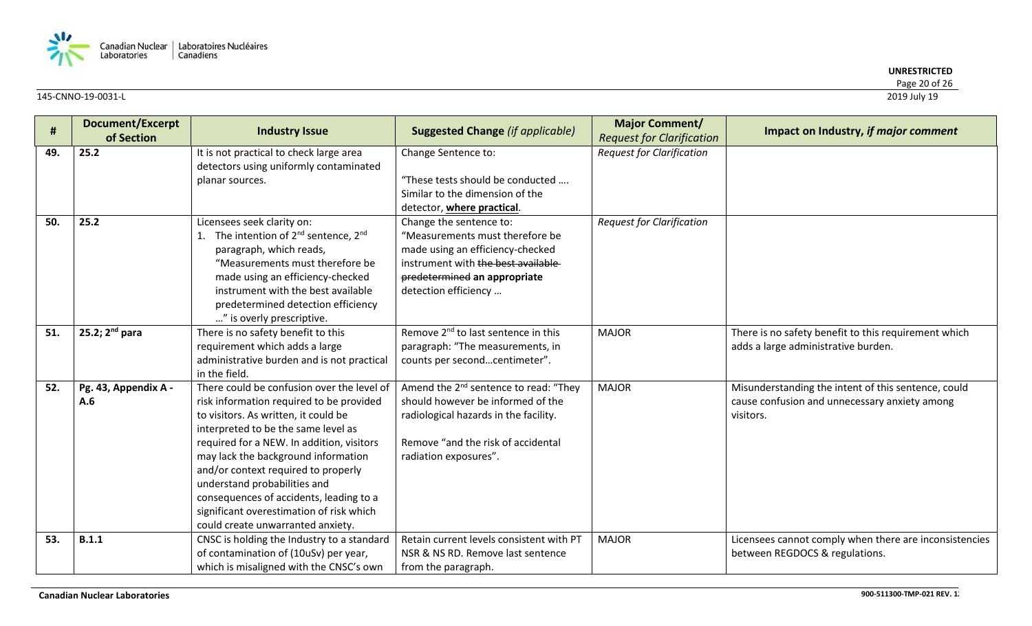| # | Document/Excerpt of Section | Industry Issue | Suggested Change *(if applicable)* | Major Comment/ *Request for Clarification* | Impact on Industry, *if major comment* |
|---|---|---|---|---|---|
| 49. | **25.2** | It is not practical to check large area detectors using uniformly contaminated planar sources. | Change Sentence to: "These tests should be conducted …. Similar to the dimension of the detector, **where practical**. | *Request for Clarification* | |
| 50. | **25.2** | Licensees seek clarity on: 1. The intention of 2nd sentence, 2nd paragraph, which reads, "Measurements must therefore be made using an efficiency-checked instrument with the best available predetermined detection efficiency …" is overly prescriptive. | Change the sentence to: "Measurements must therefore be made using an efficiency-checked instrument with ~~the best available predetermined~~ **an appropriate** detection efficiency … | *Request for Clarification* | |
| 51. | **25.2; 2nd para** | There is no safety benefit to this requirement which adds a large administrative burden and is not practical in the field. | Remove 2nd to last sentence in this paragraph: "The measurements, in counts per second…centimeter". | MAJOR | There is no safety benefit to this requirement which adds a large administrative burden. |
| 52. | **Pg. 43, Appendix A - A.6** | There could be confusion over the level of risk information required to be provided to visitors. As written, it could be interpreted to be the same level as required for a NEW. In addition, visitors may lack the background information and/or context required to properly understand probabilities and consequences of accidents, leading to a significant overestimation of risk which could create unwarranted anxiety. | Amend the 2nd sentence to read: "They should however be informed of the radiological hazards in the facility. Remove "and the risk of accidental radiation exposures". | MAJOR | Misunderstanding the intent of this sentence, could cause confusion and unnecessary anxiety among visitors. |
| 53. | **B.1.1** | CNSC is holding the Industry to a standard of contamination of (10uSv) per year, which is misaligned with the CNSC's own | Retain current levels consistent with PT NSR & NS RD. Remove last sentence from the paragraph. | MAJOR | Licensees cannot comply when there are inconsistencies between REGDOCS & regulations. |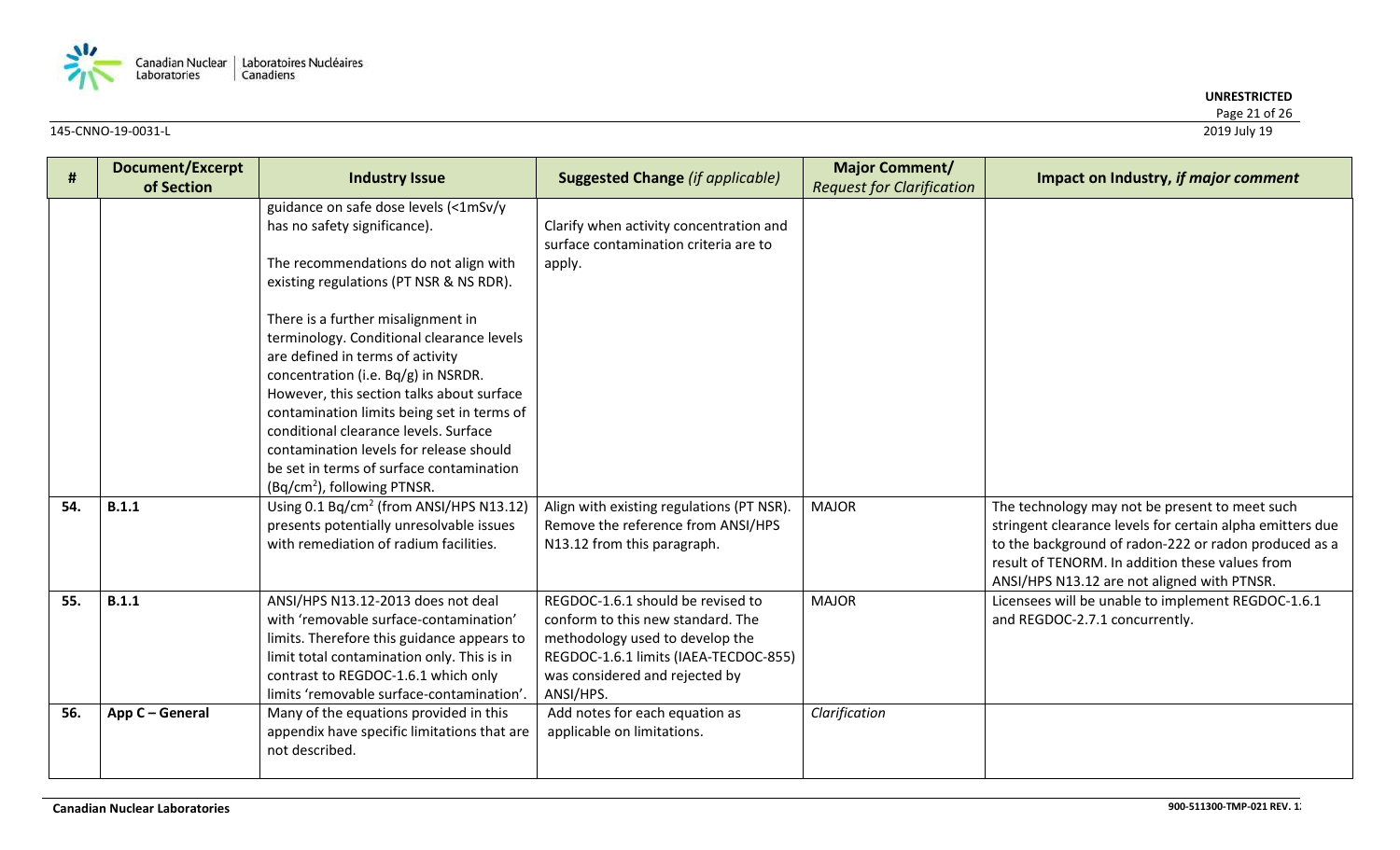| # | Document/Excerpt of Section | Industry Issue | Suggested Change *(if applicable)* | Major Comment/ *Request for Clarification* | Impact on Industry, *if major comment* |
|---|---|---|---|---|---|
| | | guidance on safe dose levels (<1mSv/y has no safety significance).<br><br>The recommendations do not align with existing regulations (PT NSR & NS RDR).<br><br>There is a further misalignment in terminology. Conditional clearance levels are defined in terms of activity concentration (i.e. Bq/g) in NSRDR. However, this section talks about surface contamination limits being set in terms of conditional clearance levels. Surface contamination levels for release should be set in terms of surface contamination ($Bq/cm^2$), following PTNSR. | Clarify when activity concentration and surface contamination criteria are to apply. | | |
| **54.** | **B.1.1** | Using 0.1 $Bq/cm^2$ (from ANSI/HPS N13.12) presents potentially unresolvable issues with remediation of radium facilities. | Align with existing regulations (PT NSR). Remove the reference from ANSI/HPS N13.12 from this paragraph. | MAJOR | The technology may not be present to meet such stringent clearance levels for certain alpha emitters due to the background of radon-222 or radon produced as a result of TENORM. In addition these values from ANSI/HPS N13.12 are not aligned with PTNSR. |
| **55.** | **B.1.1** | ANSI/HPS N13.12-2013 does not deal with 'removable surface-contamination' limits. Therefore this guidance appears to limit total contamination only. This is in contrast to REGDOC-1.6.1 which only limits 'removable surface-contamination'. | REGDOC-1.6.1 should be revised to conform to this new standard. The methodology used to develop the REGDOC-1.6.1 limits (IAEA-TECDOC-855) was considered and rejected by ANSI/HPS. | MAJOR | Licensees will be unable to implement REGDOC-1.6.1 and REGDOC-2.7.1 concurrently. |
| **56.** | **App C – General** | Many of the equations provided in this appendix have specific limitations that are not described. | Add notes for each equation as applicable on limitations. | *Clarification* | |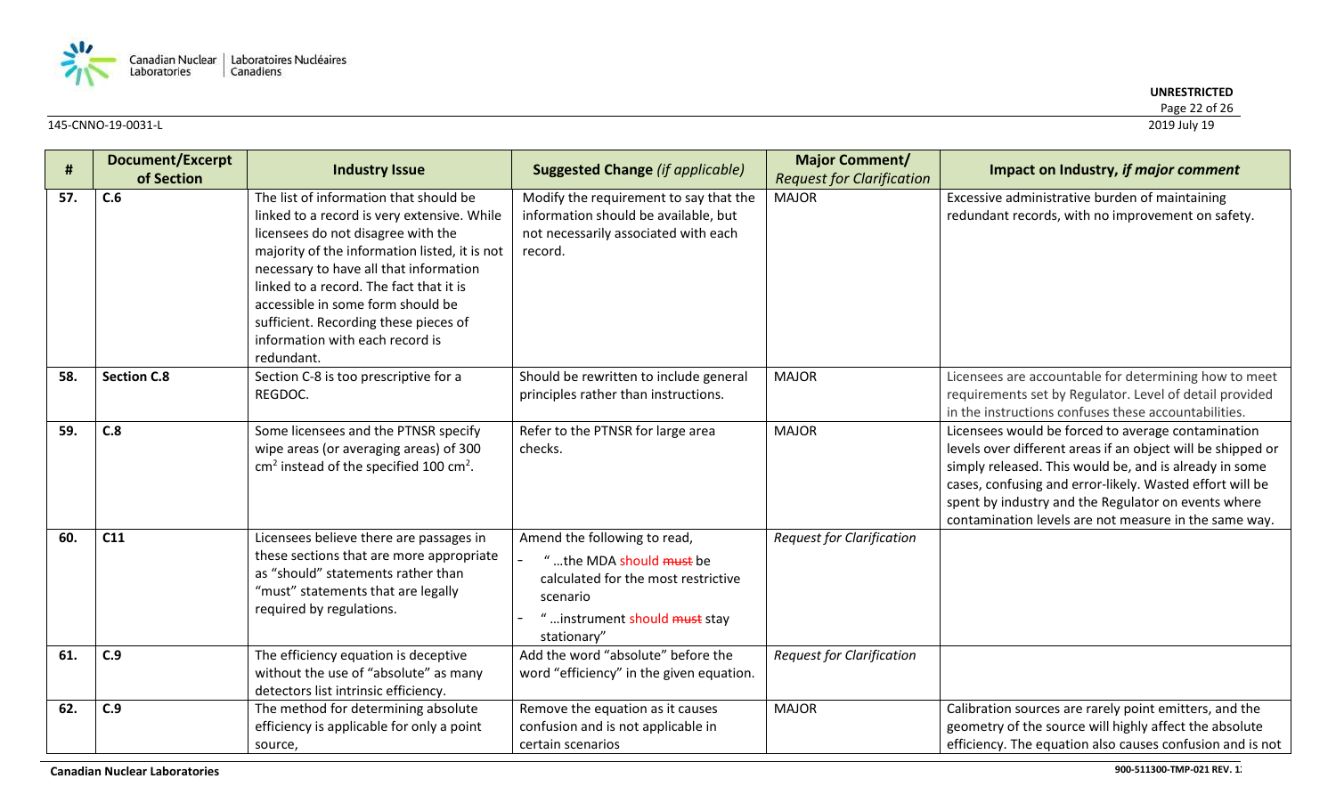| # | Document/Excerpt of Section | Industry Issue | Suggested Change *(if applicable)* | Major Comment/ *Request for Clarification* | Impact on Industry, *if major comment* |
|---|---|---|---|---|---|
| 57. | C.6 | The list of information that should be linked to a record is very extensive. While licensees do not disagree with the majority of the information listed, it is not necessary to have all that information linked to a record. The fact that it is accessible in some form should be sufficient. Recording these pieces of information with each record is redundant. | Modify the requirement to say that the information should be available, but not necessarily associated with each record. | MAJOR | Excessive administrative burden of maintaining redundant records, with no improvement on safety. |
| 58. | **Section C.8** | Section C-8 is too prescriptive for a REGDOC. | Should be rewritten to include general principles rather than instructions. | MAJOR | Licensees are accountable for determining how to meet requirements set by Regulator. Level of detail provided in the instructions confuses these accountabilities. |
| 59. | C.8 | Some licensees and the PTNSR specify wipe areas (or averaging areas) of 300 $cm^2$ instead of the specified 100 $cm^2$. | Refer to the PTNSR for large area checks. | MAJOR | Licensees would be forced to average contamination levels over different areas if an object will be shipped or simply released. This would be, and is already in some cases, confusing and error-likely. Wasted effort will be spent by industry and the Regulator on events where contamination levels are not measure in the same way. |
| 60. | C11 | Licensees believe there are passages in these sections that are more appropriate as "should" statements rather than "must" statements that are legally required by regulations. | Amend the following to read, <br>- " …the MDA should ~~must~~ be calculated for the most restrictive scenario <br>- " …instrument should ~~must~~ stay stationary" | *Request for Clarification* | |
| 61. | C.9 | The efficiency equation is deceptive without the use of "absolute" as many detectors list intrinsic efficiency. | Add the word "absolute" before the word "efficiency" in the given equation. | *Request for Clarification* | |
| 62. | C.9 | The method for determining absolute efficiency is applicable for only a point source, | Remove the equation as it causes confusion and is not applicable in certain scenarios | MAJOR | Calibration sources are rarely point emitters, and the geometry of the source will highly affect the absolute efficiency. The equation also causes confusion and is not |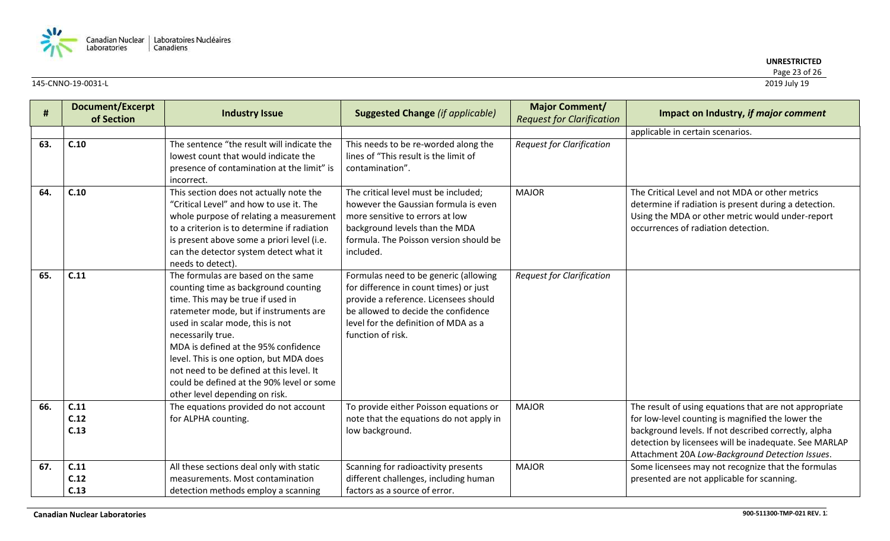| # | Document/Excerpt of Section | Industry Issue | Suggested Change *(if applicable)* | Major Comment/ *Request for Clarification* | Impact on Industry, *if major comment* |
|---|---|---|---|---|---|
| | | | | | applicable in certain scenarios. |
| 63. | C.10 | The sentence "the result will indicate the lowest count that would indicate the presence of contamination at the limit" is incorrect. | This needs to be re-worded along the lines of "This result is the limit of contamination". | *Request for Clarification* | |
| 64. | C.10 | This section does not actually note the "Critical Level" and how to use it. The whole purpose of relating a measurement to a criterion is to determine if radiation is present above some a priori level (i.e. can the detector system detect what it needs to detect). | The critical level must be included; however the Gaussian formula is even more sensitive to errors at low background levels than the MDA formula. The Poisson version should be included. | MAJOR | The Critical Level and not MDA or other metrics determine if radiation is present during a detection. Using the MDA or other metric would under-report occurrences of radiation detection. |
| 65. | C.11 | The formulas are based on the same counting time as background counting time. This may be true if used in ratemeter mode, but if instruments are used in scalar mode, this is not necessarily true.<br>MDA is defined at the 95% confidence level. This is one option, but MDA does not need to be defined at this level. It could be defined at the 90% level or some other level depending on risk. | Formulas need to be generic (allowing for difference in count times) or just provide a reference. Licensees should be allowed to decide the confidence level for the definition of MDA as a function of risk. | *Request for Clarification* | |
| 66. | C.11<br>C.12<br>C.13 | The equations provided do not account for ALPHA counting. | To provide either Poisson equations or note that the equations do not apply in low background. | MAJOR | The result of using equations that are not appropriate for low-level counting is magnified the lower the background levels. If not described correctly, alpha detection by licensees will be inadequate. See MARLAP Attachment 20A *Low-Background Detection Issues*. |
| 67. | C.11<br>C.12<br>C.13 | All these sections deal only with static measurements. Most contamination detection methods employ a scanning | Scanning for radioactivity presents different challenges, including human factors as a source of error. | MAJOR | Some licensees may not recognize that the formulas presented are not applicable for scanning. |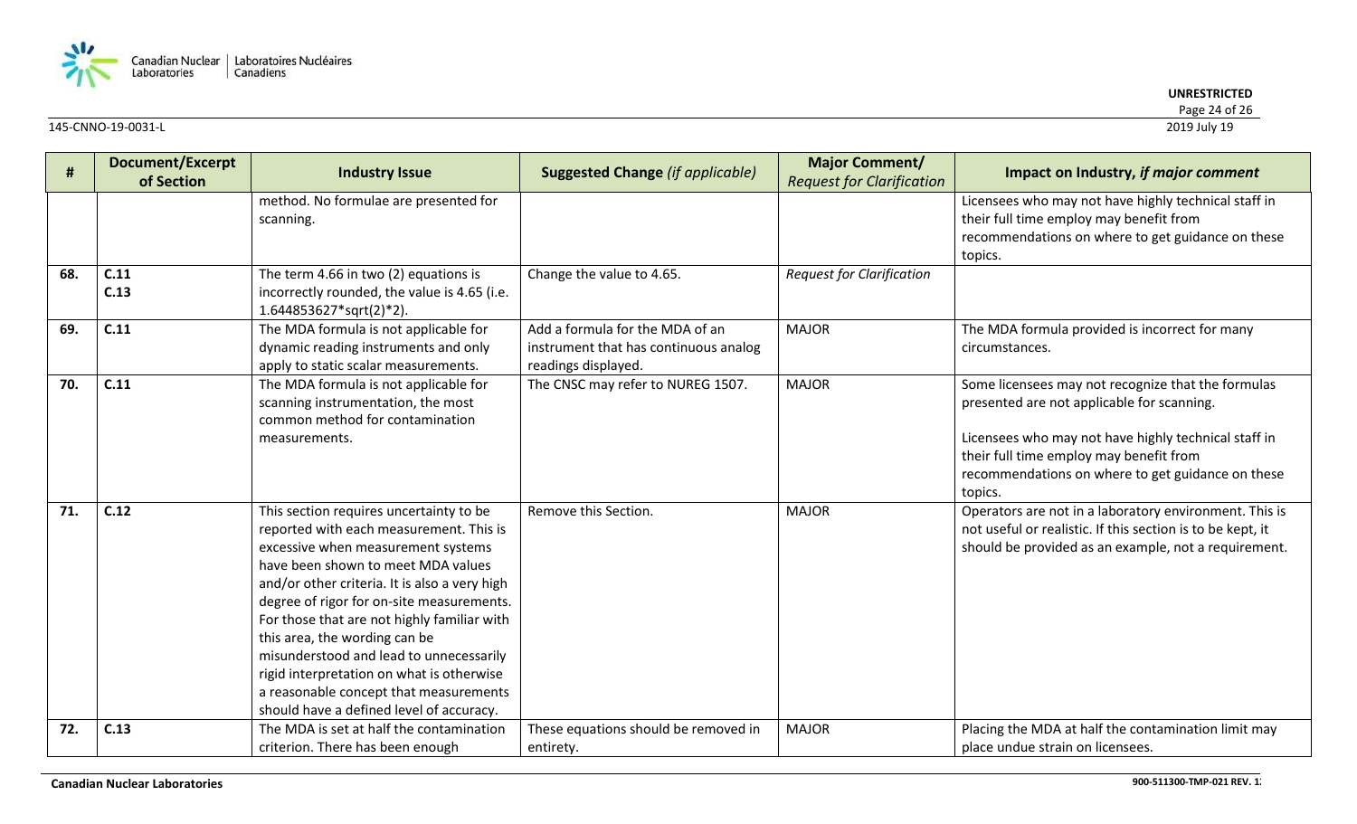| # | Document/Excerpt of Section | Industry Issue | Suggested Change *(if applicable)* | Major Comment/ *Request for Clarification* | Impact on Industry, *if major comment* |
|---|---|---|---|---|---|
| | | method. No formulae are presented for scanning. | | | Licensees who may not have highly technical staff in their full time employ may benefit from recommendations on where to get guidance on these topics. |
| 68. | C.11<br>C.13 | The term 4.66 in two (2) equations is incorrectly rounded, the value is 4.65 (i.e. 1.644853627*sqrt(2)*2). | Change the value to 4.65. | *Request for Clarification* | |
| 69. | C.11 | The MDA formula is not applicable for dynamic reading instruments and only apply to static scalar measurements. | Add a formula for the MDA of an instrument that has continuous analog readings displayed. | MAJOR | The MDA formula provided is incorrect for many circumstances. |
| 70. | C.11 | The MDA formula is not applicable for scanning instrumentation, the most common method for contamination measurements. | The CNSC may refer to NUREG 1507. | MAJOR | Some licensees may not recognize that the formulas presented are not applicable for scanning.<br><br>Licensees who may not have highly technical staff in their full time employ may benefit from recommendations on where to get guidance on these topics. |
| 71. | C.12 | This section requires uncertainty to be reported with each measurement. This is excessive when measurement systems have been shown to meet MDA values and/or other criteria. It is also a very high degree of rigor for on-site measurements. For those that are not highly familiar with this area, the wording can be misunderstood and lead to unnecessarily rigid interpretation on what is otherwise a reasonable concept that measurements should have a defined level of accuracy. | Remove this Section. | MAJOR | Operators are not in a laboratory environment. This is not useful or realistic. If this section is to be kept, it should be provided as an example, not a requirement. |
| 72. | C.13 | The MDA is set at half the contamination criterion. There has been enough | These equations should be removed in entirety. | MAJOR | Placing the MDA at half the contamination limit may place undue strain on licensees. |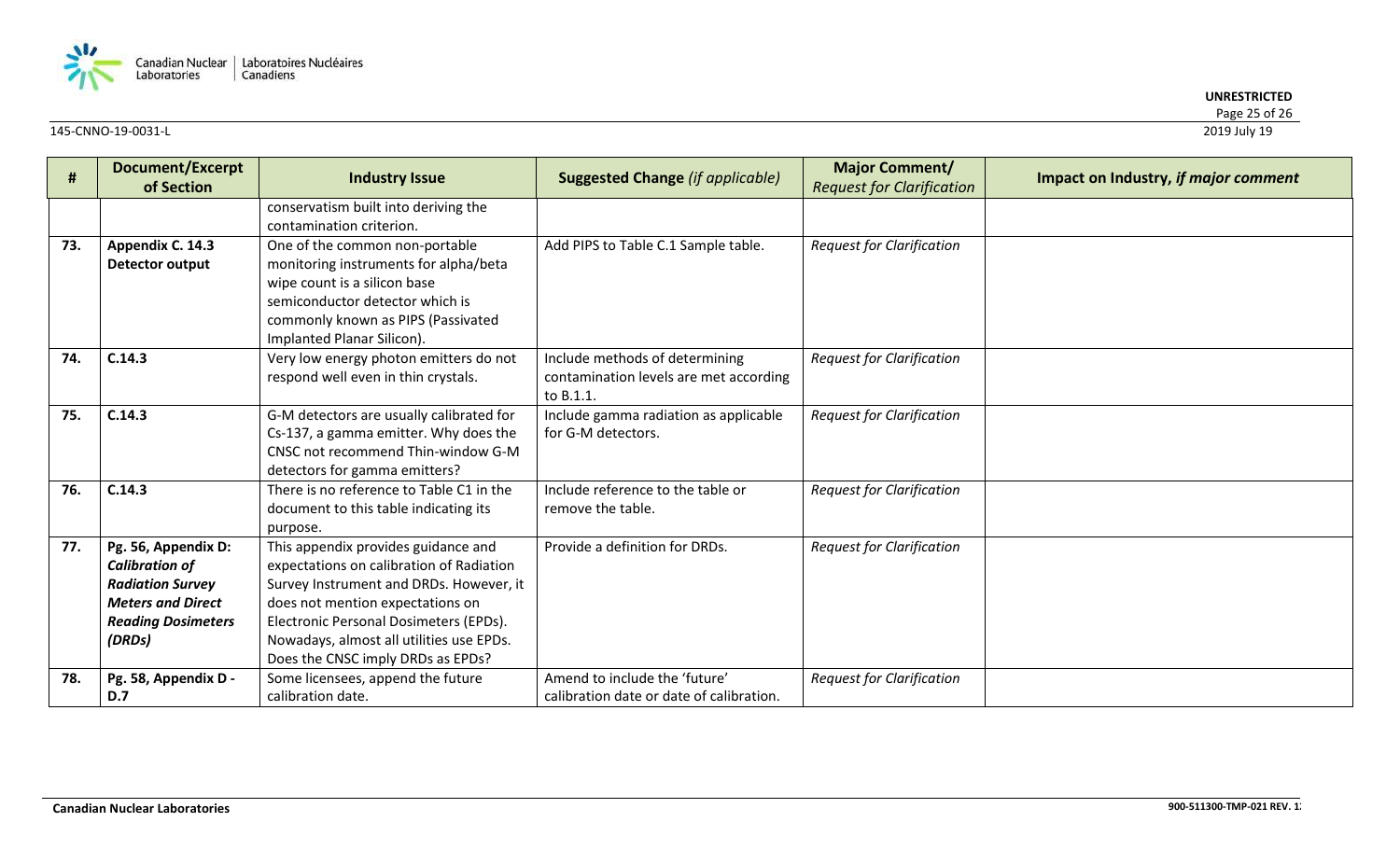| # | Document/Excerpt of Section | Industry Issue | Suggested Change *(if applicable)* | Major Comment/ *Request for Clarification* | Impact on Industry, *if major comment* |
|---|---|---|---|---|---|
| | | conservatism built into deriving the contamination criterion. | | | |
| 73. | **Appendix C. 14.3 Detector output** | One of the common non-portable monitoring instruments for alpha/beta wipe count is a silicon base semiconductor detector which is commonly known as PIPS (Passivated Implanted Planar Silicon). | Add PIPS to Table C.1 Sample table. | *Request for Clarification* | |
| 74. | **C.14.3** | Very low energy photon emitters do not respond well even in thin crystals. | Include methods of determining contamination levels are met according to B.1.1. | *Request for Clarification* | |
| 75. | **C.14.3** | G-M detectors are usually calibrated for Cs-137, a gamma emitter. Why does the CNSC not recommend Thin-window G-M detectors for gamma emitters? | Include gamma radiation as applicable for G-M detectors. | *Request for Clarification* | |
| 76. | **C.14.3** | There is no reference to Table C1 in the document to this table indicating its purpose. | Include reference to the table or remove the table. | *Request for Clarification* | |
| 77. | **Pg. 56, Appendix D: *Calibration of Radiation Survey Meters and Direct Reading Dosimeters (DRDs)*** | This appendix provides guidance and expectations on calibration of Radiation Survey Instrument and DRDs. However, it does not mention expectations on Electronic Personal Dosimeters (EPDs). Nowadays, almost all utilities use EPDs. Does the CNSC imply DRDs as EPDs? | Provide a definition for DRDs. | *Request for Clarification* | |
| 78. | **Pg. 58, Appendix D - D.7** | Some licensees, append the future calibration date. | Amend to include the 'future' calibration date or date of calibration. | *Request for Clarification* | |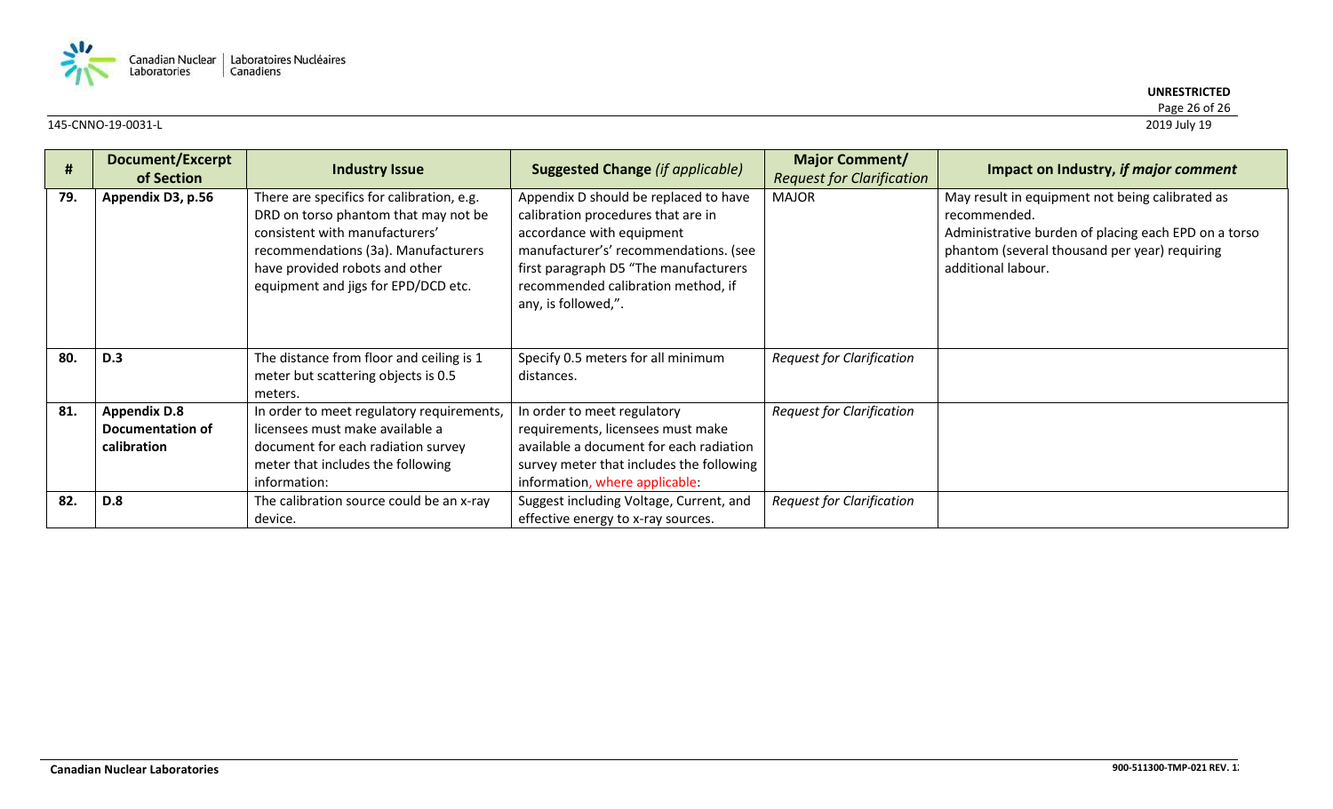| # | Document/Excerpt of Section | Industry Issue | Suggested Change *(if applicable)* | Major Comment/ *Request for Clarification* | Impact on Industry, *if major comment* |
|---|---|---|---|---|---|
| 79. | **Appendix D3, p.56** | There are specifics for calibration, e.g. DRD on torso phantom that may not be consistent with manufacturers' recommendations (3a). Manufacturers have provided robots and other equipment and jigs for EPD/DCD etc. | Appendix D should be replaced to have calibration procedures that are in accordance with equipment manufacturers' recommendations. (see first paragraph D5 "The manufacturers recommended calibration method, if any, is followed,". | MAJOR | May result in equipment not being calibrated as recommended. Administrative burden of placing each EPD on a torso phantom (several thousand per year) requiring additional labour. |
| 80. | **D.3** | The distance from floor and ceiling is 1 meter but scattering objects is 0.5 meters. | Specify 0.5 meters for all minimum distances. | *Request for Clarification* | |
| 81. | **Appendix D.8 Documentation of calibration** | In order to meet regulatory requirements, licensees must make available a document for each radiation survey meter that includes the following information: | In order to meet regulatory requirements, licensees must make available a document for each radiation survey meter that includes the following information, where applicable: | *Request for Clarification* | |
| 82. | **D.8** | The calibration source could be an x-ray device. | Suggest including Voltage, Current, and effective energy to x-ray sources. | *Request for Clarification* | |